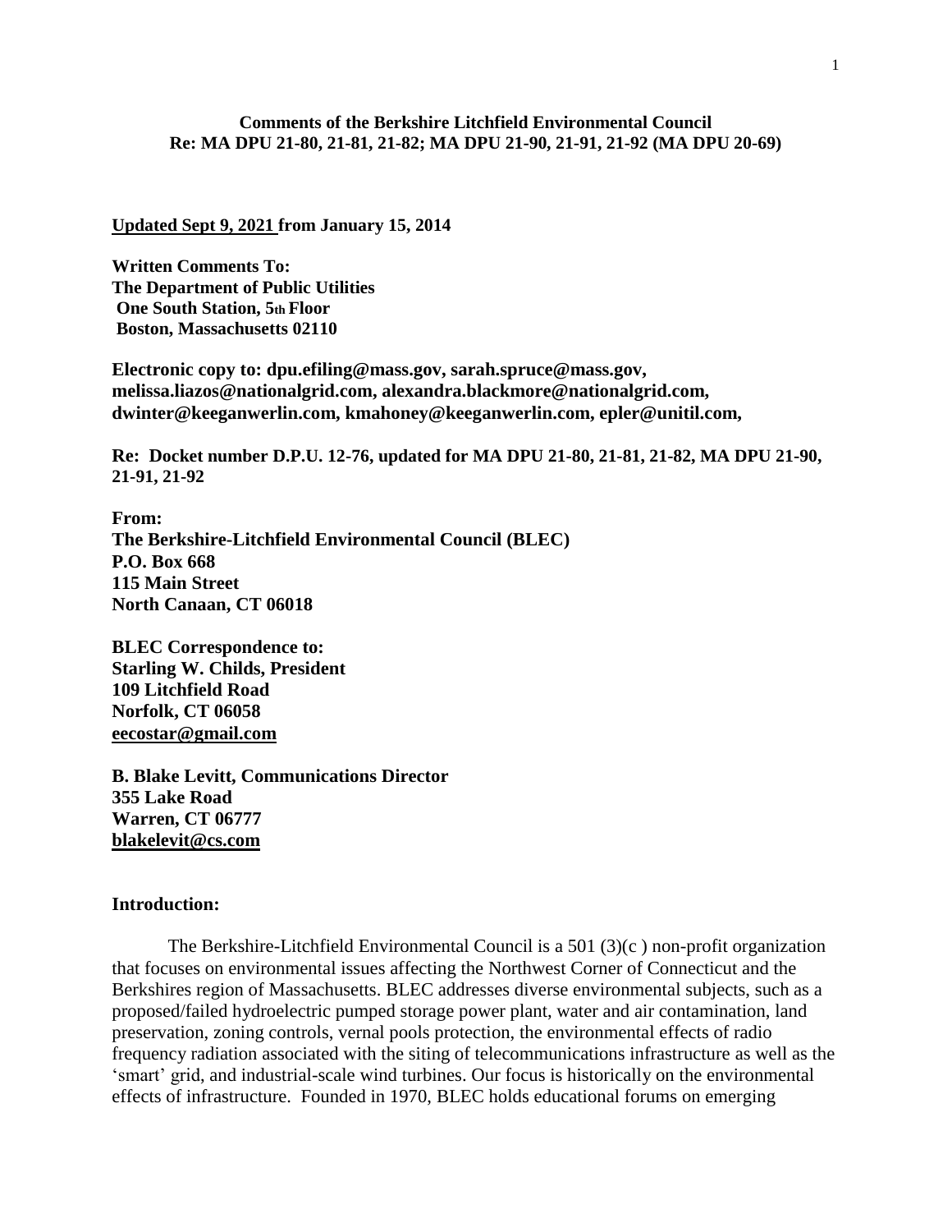**Comments of the Berkshire Litchfield Environmental Council**
**Re: MA DPU 21-80, 21-81, 21-82; MA DPU 21-90, 21-91, 21-92 (MA DPU 20-69)**

**Updated Sept 9, 2021 from January 15, 2014**

**Written Comments To:**
**The Department of Public Utilities**
**One South Station, 5th Floor**
**Boston, Massachusetts 02110**

**Electronic copy to: dpu.efiling@mass.gov, sarah.spruce@mass.gov, melissa.liazos@nationalgrid.com, alexandra.blackmore@nationalgrid.com, dwinter@keeganwerlin.com, kmahoney@keeganwerlin.com, epler@unitil.com,**

**Re: Docket number D.P.U. 12-76, updated for MA DPU 21-80, 21-81, 21-82, MA DPU 21-90, 21-91, 21-92**

**From:**
**The Berkshire-Litchfield Environmental Council (BLEC)**
**P.O. Box 668**
**115 Main Street**
**North Canaan, CT 06018**

**BLEC Correspondence to:**
**Starling W. Childs, President**
**109 Litchfield Road**
**Norfolk, CT 06058**
**eecostar@gmail.com**

**B. Blake Levitt, Communications Director**
**355 Lake Road**
**Warren, CT 06777**
**blakelevit@cs.com**

## Introduction:

The Berkshire-Litchfield Environmental Council is a 501 (3)(c ) non-profit organization that focuses on environmental issues affecting the Northwest Corner of Connecticut and the Berkshires region of Massachusetts. BLEC addresses diverse environmental subjects, such as a proposed/failed hydroelectric pumped storage power plant, water and air contamination, land preservation, zoning controls, vernal pools protection, the environmental effects of radio frequency radiation associated with the siting of telecommunications infrastructure as well as the 'smart' grid, and industrial-scale wind turbines. Our focus is historically on the environmental effects of infrastructure. Founded in 1970, BLEC holds educational forums on emerging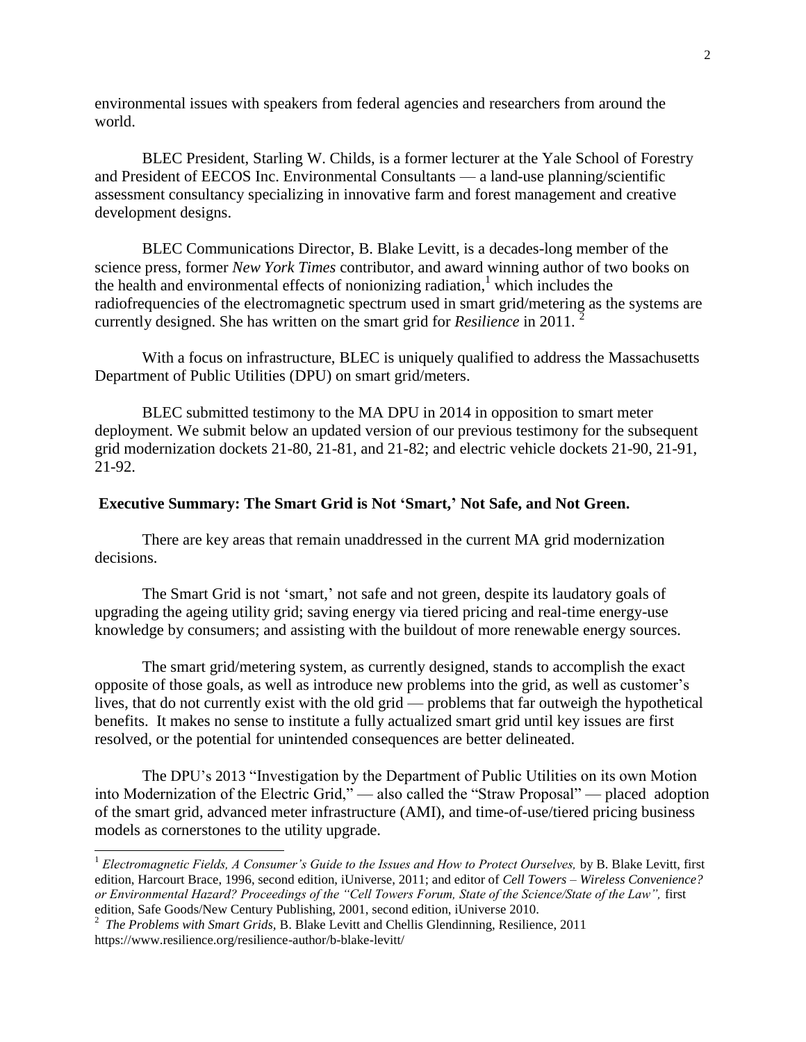environmental issues with speakers from federal agencies and researchers from around the world.

BLEC President, Starling W. Childs, is a former lecturer at the Yale School of Forestry and President of EECOS Inc. Environmental Consultants — a land-use planning/scientific assessment consultancy specializing in innovative farm and forest management and creative development designs.

BLEC Communications Director, B. Blake Levitt, is a decades-long member of the science press, former *New York Times* contributor, and award winning author of two books on the health and environmental effects of nonionizing radiation,[1] which includes the radiofrequencies of the electromagnetic spectrum used in smart grid/metering as the systems are currently designed. She has written on the smart grid for *Resilience* in 2011. [2]

With a focus on infrastructure, BLEC is uniquely qualified to address the Massachusetts Department of Public Utilities (DPU) on smart grid/meters.

BLEC submitted testimony to the MA DPU in 2014 in opposition to smart meter deployment. We submit below an updated version of our previous testimony for the subsequent grid modernization dockets 21-80, 21-81, and 21-82; and electric vehicle dockets 21-90, 21-91, 21-92.

**Executive Summary: The Smart Grid is Not 'Smart,' Not Safe, and Not Green.**

There are key areas that remain unaddressed in the current MA grid modernization decisions.

The Smart Grid is not 'smart,' not safe and not green, despite its laudatory goals of upgrading the ageing utility grid; saving energy via tiered pricing and real-time energy-use knowledge by consumers; and assisting with the buildout of more renewable energy sources.

The smart grid/metering system, as currently designed, stands to accomplish the exact opposite of those goals, as well as introduce new problems into the grid, as well as customer's lives, that do not currently exist with the old grid — problems that far outweigh the hypothetical benefits. It makes no sense to institute a fully actualized smart grid until key issues are first resolved, or the potential for unintended consequences are better delineated.

The DPU's 2013 "Investigation by the Department of Public Utilities on its own Motion into Modernization of the Electric Grid," — also called the "Straw Proposal" — placed adoption of the smart grid, advanced meter infrastructure (AMI), and time-of-use/tiered pricing business models as cornerstones to the utility upgrade.

---

[1] *Electromagnetic Fields, A Consumer's Guide to the Issues and How to Protect Ourselves,* by B. Blake Levitt, first edition, Harcourt Brace, 1996, second edition, iUniverse, 2011; and editor of *Cell Towers – Wireless Convenience? or Environmental Hazard? Proceedings of the "Cell Towers Forum, State of the Science/State of the Law",* first edition, Safe Goods/New Century Publishing, 2001, second edition, iUniverse 2010.

[2] *The Problems with Smart Grids*, B. Blake Levitt and Chellis Glendinning, Resilience, 2011 https://www.resilience.org/resilience-author/b-blake-levitt/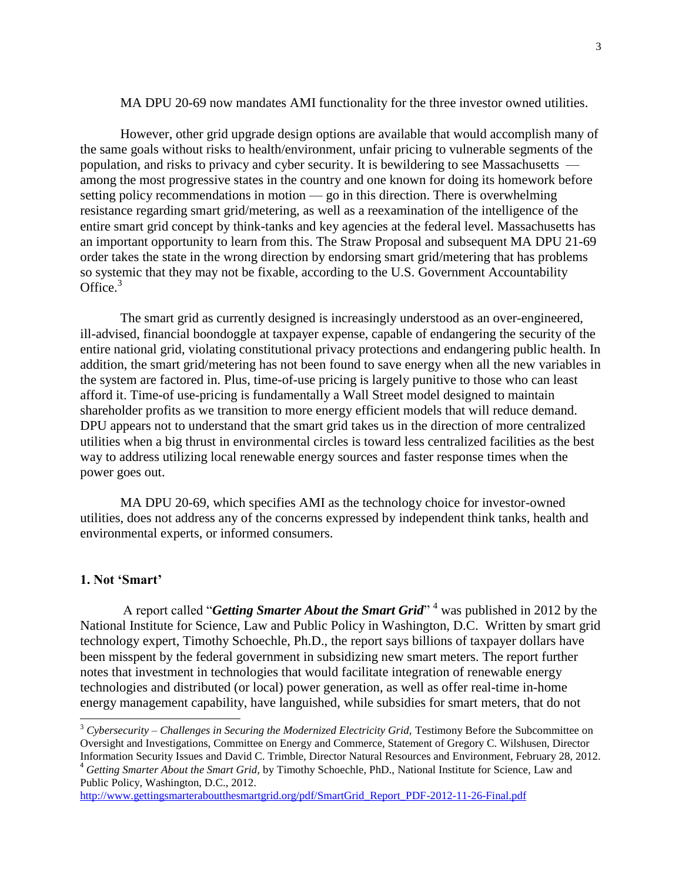MA DPU 20-69 now mandates AMI functionality for the three investor owned utilities.

However, other grid upgrade design options are available that would accomplish many of the same goals without risks to health/environment, unfair pricing to vulnerable segments of the population, and risks to privacy and cyber security. It is bewildering to see Massachusetts — among the most progressive states in the country and one known for doing its homework before setting policy recommendations in motion — go in this direction. There is overwhelming resistance regarding smart grid/metering, as well as a reexamination of the intelligence of the entire smart grid concept by think-tanks and key agencies at the federal level. Massachusetts has an important opportunity to learn from this. The Straw Proposal and subsequent MA DPU 21-69 order takes the state in the wrong direction by endorsing smart grid/metering that has problems so systemic that they may not be fixable, according to the U.S. Government Accountability Office.[3]

The smart grid as currently designed is increasingly understood as an over-engineered, ill-advised, financial boondoggle at taxpayer expense, capable of endangering the security of the entire national grid, violating constitutional privacy protections and endangering public health. In addition, the smart grid/metering has not been found to save energy when all the new variables in the system are factored in. Plus, time-of-use pricing is largely punitive to those who can least afford it. Time-of use-pricing is fundamentally a Wall Street model designed to maintain shareholder profits as we transition to more energy efficient models that will reduce demand. DPU appears not to understand that the smart grid takes us in the direction of more centralized utilities when a big thrust in environmental circles is toward less centralized facilities as the best way to address utilizing local renewable energy sources and faster response times when the power goes out.

MA DPU 20-69, which specifies AMI as the technology choice for investor-owned utilities, does not address any of the concerns expressed by independent think tanks, health and environmental experts, or informed consumers.

### 1. Not 'Smart'

A report called "***Getting Smarter About the Smart Grid***" [4] was published in 2012 by the National Institute for Science, Law and Public Policy in Washington, D.C. Written by smart grid technology expert, Timothy Schoechle, Ph.D., the report says billions of taxpayer dollars have been misspent by the federal government in subsidizing new smart meters. The report further notes that investment in technologies that would facilitate integration of renewable energy technologies and distributed (or local) power generation, as well as offer real-time in-home energy management capability, have languished, while subsidies for smart meters, that do not

---

[3] *Cybersecurity – Challenges in Securing the Modernized Electricity Grid*, Testimony Before the Subcommittee on Oversight and Investigations, Committee on Energy and Commerce, Statement of Gregory C. Wilshusen, Director Information Security Issues and David C. Trimble, Director Natural Resources and Environment, February 28, 2012.

[4] *Getting Smarter About the Smart Grid*, by Timothy Schoechle, PhD., National Institute for Science, Law and Public Policy, Washington, D.C., 2012. http://www.gettingsmarteraboutthesmartgrid.org/pdf/SmartGrid_Report_PDF-2012-11-26-Final.pdf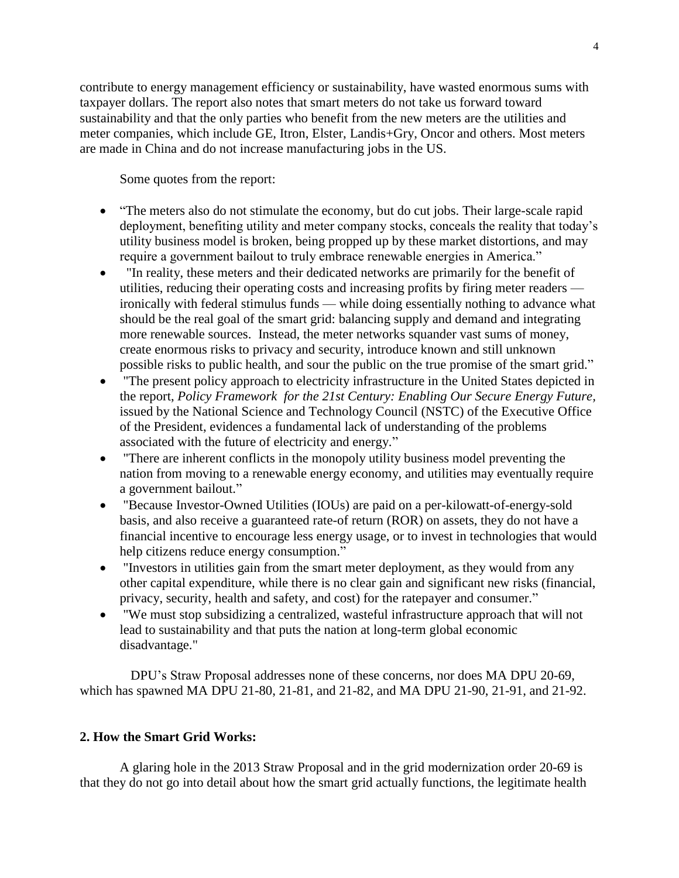contribute to energy management efficiency or sustainability, have wasted enormous sums with taxpayer dollars. The report also notes that smart meters do not take us forward toward sustainability and that the only parties who benefit from the new meters are the utilities and meter companies, which include GE, Itron, Elster, Landis+Gry, Oncor and others. Most meters are made in China and do not increase manufacturing jobs in the US.

Some quotes from the report:

- "The meters also do not stimulate the economy, but do cut jobs. Their large-scale rapid deployment, benefiting utility and meter company stocks, conceals the reality that today's utility business model is broken, being propped up by these market distortions, and may require a government bailout to truly embrace renewable energies in America."
- "In reality, these meters and their dedicated networks are primarily for the benefit of utilities, reducing their operating costs and increasing profits by firing meter readers — ironically with federal stimulus funds — while doing essentially nothing to advance what should be the real goal of the smart grid: balancing supply and demand and integrating more renewable sources. Instead, the meter networks squander vast sums of money, create enormous risks to privacy and security, introduce known and still unknown possible risks to public health, and sour the public on the true promise of the smart grid."
- "The present policy approach to electricity infrastructure in the United States depicted in the report, *Policy Framework for the 21st Century: Enabling Our Secure Energy Future*, issued by the National Science and Technology Council (NSTC) of the Executive Office of the President, evidences a fundamental lack of understanding of the problems associated with the future of electricity and energy."
- "There are inherent conflicts in the monopoly utility business model preventing the nation from moving to a renewable energy economy, and utilities may eventually require a government bailout."
- "Because Investor-Owned Utilities (IOUs) are paid on a per-kilowatt-of-energy-sold basis, and also receive a guaranteed rate-of return (ROR) on assets, they do not have a financial incentive to encourage less energy usage, or to invest in technologies that would help citizens reduce energy consumption."
- "Investors in utilities gain from the smart meter deployment, as they would from any other capital expenditure, while there is no clear gain and significant new risks (financial, privacy, security, health and safety, and cost) for the ratepayer and consumer."
- "We must stop subsidizing a centralized, wasteful infrastructure approach that will not lead to sustainability and that puts the nation at long-term global economic disadvantage."

DPU's Straw Proposal addresses none of these concerns, nor does MA DPU 20-69, which has spawned MA DPU 21-80, 21-81, and 21-82, and MA DPU 21-90, 21-91, and 21-92.

## 2. How the Smart Grid Works:

A glaring hole in the 2013 Straw Proposal and in the grid modernization order 20-69 is that they do not go into detail about how the smart grid actually functions, the legitimate health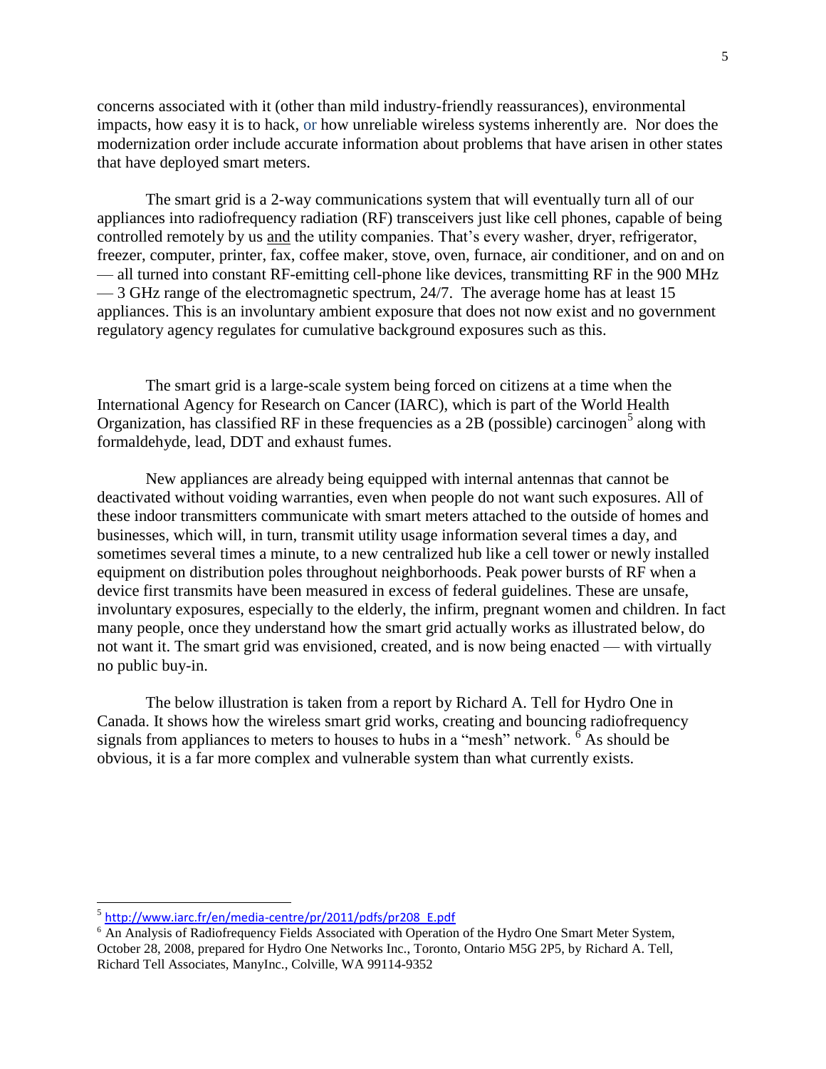concerns associated with it (other than mild industry-friendly reassurances), environmental impacts, how easy it is to hack, or how unreliable wireless systems inherently are. Nor does the modernization order include accurate information about problems that have arisen in other states that have deployed smart meters.

The smart grid is a 2-way communications system that will eventually turn all of our appliances into radiofrequency radiation (RF) transceivers just like cell phones, capable of being controlled remotely by us and the utility companies. That's every washer, dryer, refrigerator, freezer, computer, printer, fax, coffee maker, stove, oven, furnace, air conditioner, and on and on — all turned into constant RF-emitting cell-phone like devices, transmitting RF in the 900 MHz — 3 GHz range of the electromagnetic spectrum, 24/7. The average home has at least 15 appliances. This is an involuntary ambient exposure that does not now exist and no government regulatory agency regulates for cumulative background exposures such as this.

The smart grid is a large-scale system being forced on citizens at a time when the International Agency for Research on Cancer (IARC), which is part of the World Health Organization, has classified RF in these frequencies as a 2B (possible) carcinogen[5] along with formaldehyde, lead, DDT and exhaust fumes.

New appliances are already being equipped with internal antennas that cannot be deactivated without voiding warranties, even when people do not want such exposures. All of these indoor transmitters communicate with smart meters attached to the outside of homes and businesses, which will, in turn, transmit utility usage information several times a day, and sometimes several times a minute, to a new centralized hub like a cell tower or newly installed equipment on distribution poles throughout neighborhoods. Peak power bursts of RF when a device first transmits have been measured in excess of federal guidelines. These are unsafe, involuntary exposures, especially to the elderly, the infirm, pregnant women and children. In fact many people, once they understand how the smart grid actually works as illustrated below, do not want it. The smart grid was envisioned, created, and is now being enacted — with virtually no public buy-in.

The below illustration is taken from a report by Richard A. Tell for Hydro One in Canada. It shows how the wireless smart grid works, creating and bouncing radiofrequency signals from appliances to meters to houses to hubs in a "mesh" network. [6] As should be obvious, it is a far more complex and vulnerable system than what currently exists.

---

[5] http://www.iarc.fr/en/media-centre/pr/2011/pdfs/pr208_E.pdf

[6] An Analysis of Radiofrequency Fields Associated with Operation of the Hydro One Smart Meter System, October 28, 2008, prepared for Hydro One Networks Inc., Toronto, Ontario M5G 2P5, by Richard A. Tell, Richard Tell Associates, ManyInc., Colville, WA 99114-9352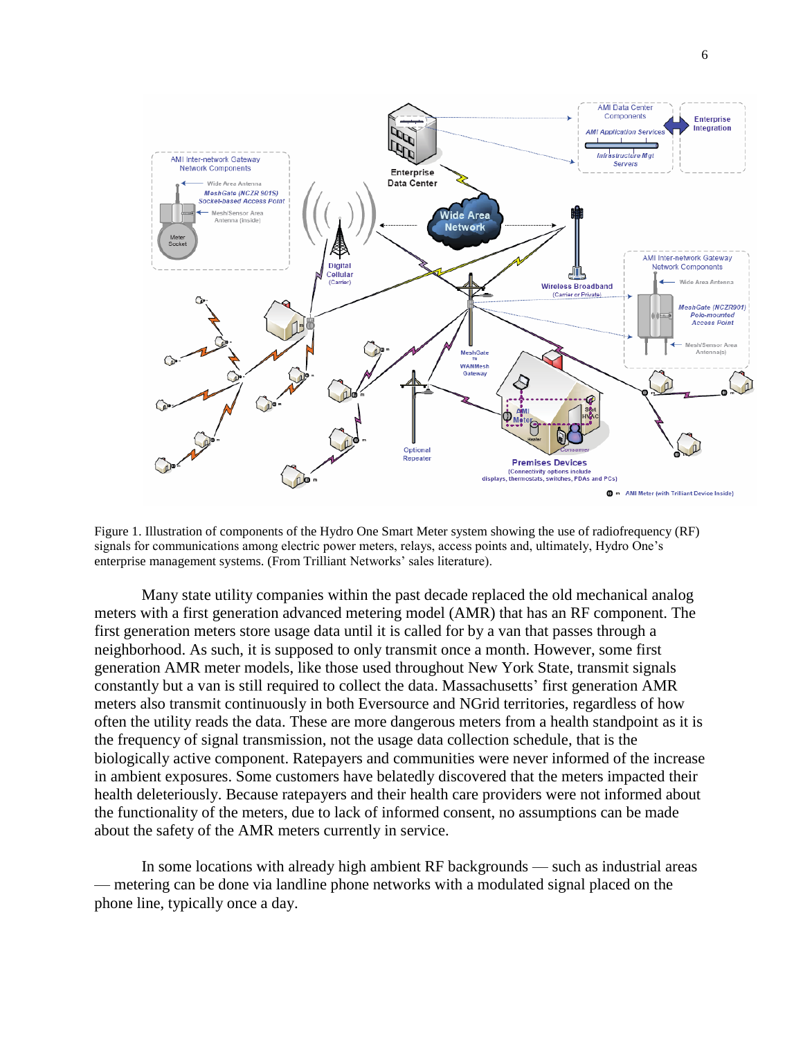Figure 1. Illustration of components of the Hydro One Smart Meter system showing the use of radiofrequency (RF) signals for communications among electric power meters, relays, access points and, ultimately, Hydro One's enterprise management systems. (From Trilliant Networks' sales literature).

Many state utility companies within the past decade replaced the old mechanical analog meters with a first generation advanced metering model (AMR) that has an RF component. The first generation meters store usage data until it is called for by a van that passes through a neighborhood. As such, it is supposed to only transmit once a month. However, some first generation AMR meter models, like those used throughout New York State, transmit signals constantly but a van is still required to collect the data. Massachusetts' first generation AMR meters also transmit continuously in both Eversource and NGrid territories, regardless of how often the utility reads the data. These are more dangerous meters from a health standpoint as it is the frequency of signal transmission, not the usage data collection schedule, that is the biologically active component. Ratepayers and communities were never informed of the increase in ambient exposures. Some customers have belatedly discovered that the meters impacted their health deleteriously. Because ratepayers and their health care providers were not informed about the functionality of the meters, due to lack of informed consent, no assumptions can be made about the safety of the AMR meters currently in service.

In some locations with already high ambient RF backgrounds — such as industrial areas — metering can be done via landline phone networks with a modulated signal placed on the phone line, typically once a day.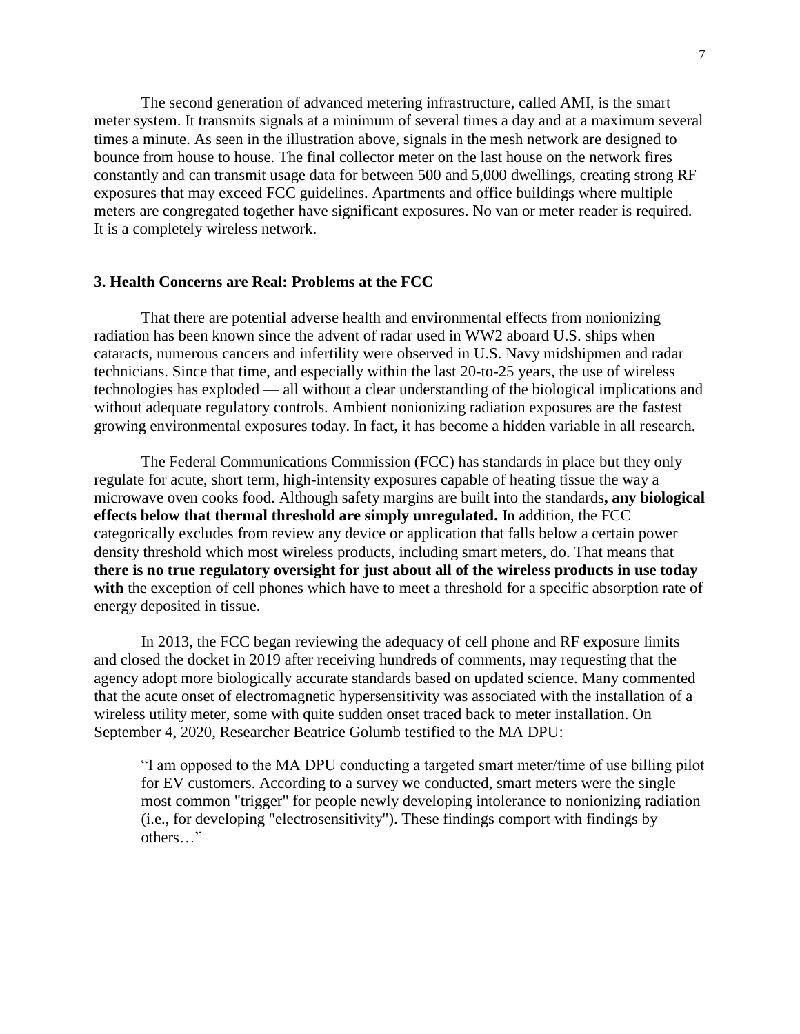The second generation of advanced metering infrastructure, called AMI, is the smart meter system. It transmits signals at a minimum of several times a day and at a maximum several times a minute. As seen in the illustration above, signals in the mesh network are designed to bounce from house to house. The final collector meter on the last house on the network fires constantly and can transmit usage data for between 500 and 5,000 dwellings, creating strong RF exposures that may exceed FCC guidelines. Apartments and office buildings where multiple meters are congregated together have significant exposures. No van or meter reader is required. It is a completely wireless network.

### 3. Health Concerns are Real: Problems at the FCC

That there are potential adverse health and environmental effects from nonionizing radiation has been known since the advent of radar used in WW2 aboard U.S. ships when cataracts, numerous cancers and infertility were observed in U.S. Navy midshipmen and radar technicians. Since that time, and especially within the last 20-to-25 years, the use of wireless technologies has exploded — all without a clear understanding of the biological implications and without adequate regulatory controls. Ambient nonionizing radiation exposures are the fastest growing environmental exposures today. In fact, it has become a hidden variable in all research.

The Federal Communications Commission (FCC) has standards in place but they only regulate for acute, short term, high-intensity exposures capable of heating tissue the way a microwave oven cooks food. Although safety margins are built into the standards**, any biological effects below that thermal threshold are simply unregulated.** In addition, the FCC categorically excludes from review any device or application that falls below a certain power density threshold which most wireless products, including smart meters, do. That means that **there is no true regulatory oversight for just about all of the wireless products in use today with** the exception of cell phones which have to meet a threshold for a specific absorption rate of energy deposited in tissue.

In 2013, the FCC began reviewing the adequacy of cell phone and RF exposure limits and closed the docket in 2019 after receiving hundreds of comments, may requesting that the agency adopt more biologically accurate standards based on updated science. Many commented that the acute onset of electromagnetic hypersensitivity was associated with the installation of a wireless utility meter, some with quite sudden onset traced back to meter installation. On September 4, 2020, Researcher Beatrice Golumb testified to the MA DPU:

> "I am opposed to the MA DPU conducting a targeted smart meter/time of use billing pilot for EV customers. According to a survey we conducted, smart meters were the single most common "trigger" for people newly developing intolerance to nonionizing radiation (i.e., for developing "electrosensitivity"). These findings comport with findings by others…"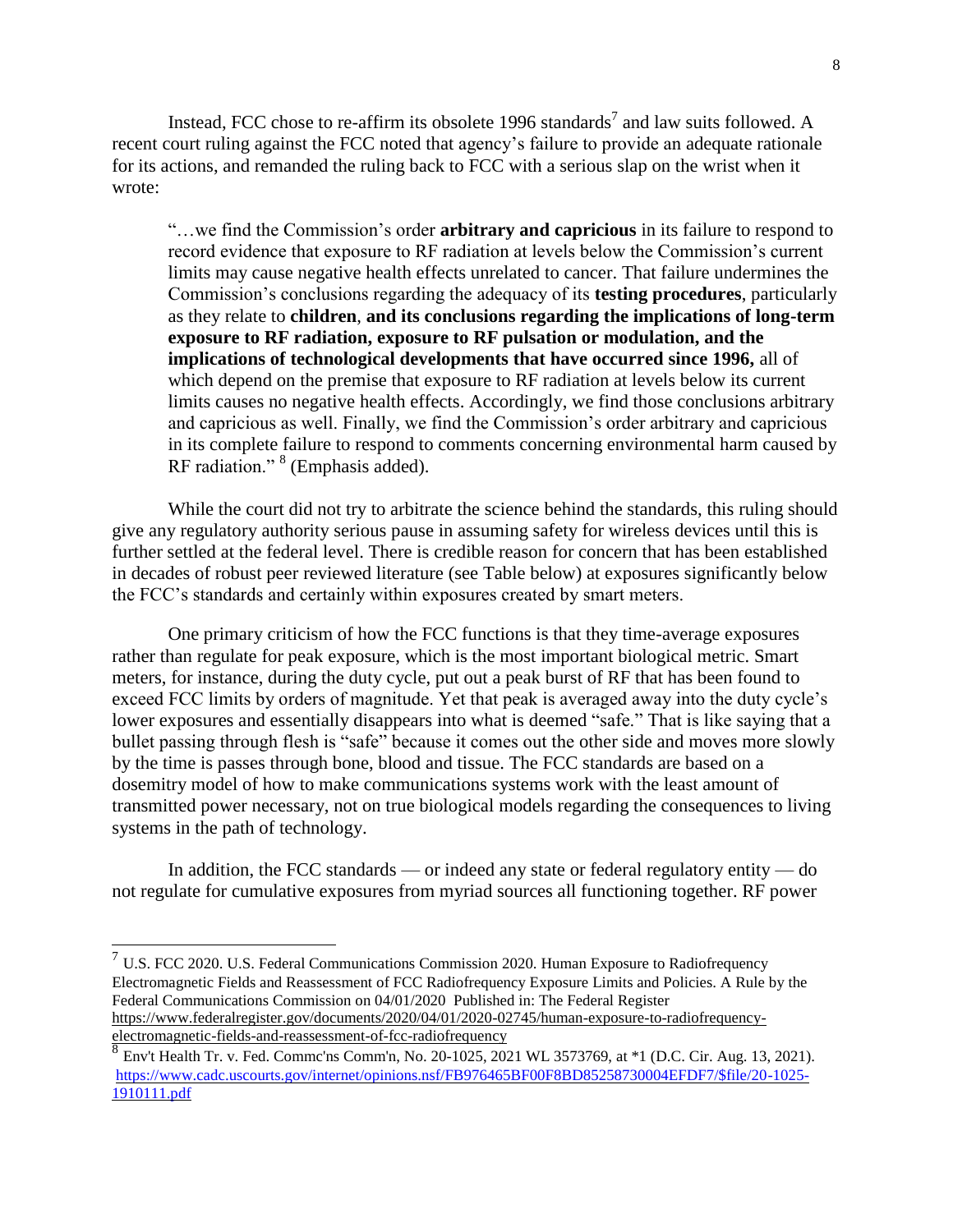Instead, FCC chose to re-affirm its obsolete 1996 standards[7] and law suits followed. A recent court ruling against the FCC noted that agency's failure to provide an adequate rationale for its actions, and remanded the ruling back to FCC with a serious slap on the wrist when it wrote:

> "…we find the Commission's order **arbitrary and capricious** in its failure to respond to record evidence that exposure to RF radiation at levels below the Commission's current limits may cause negative health effects unrelated to cancer. That failure undermines the Commission's conclusions regarding the adequacy of its **testing procedures**, particularly as they relate to **children**, **and its conclusions regarding the implications of long-term exposure to RF radiation, exposure to RF pulsation or modulation, and the implications of technological developments that have occurred since 1996,** all of which depend on the premise that exposure to RF radiation at levels below its current limits causes no negative health effects. Accordingly, we find those conclusions arbitrary and capricious as well. Finally, we find the Commission's order arbitrary and capricious in its complete failure to respond to comments concerning environmental harm caused by RF radiation." [8] (Emphasis added).

While the court did not try to arbitrate the science behind the standards, this ruling should give any regulatory authority serious pause in assuming safety for wireless devices until this is further settled at the federal level. There is credible reason for concern that has been established in decades of robust peer reviewed literature (see Table below) at exposures significantly below the FCC's standards and certainly within exposures created by smart meters.

One primary criticism of how the FCC functions is that they time-average exposures rather than regulate for peak exposure, which is the most important biological metric. Smart meters, for instance, during the duty cycle, put out a peak burst of RF that has been found to exceed FCC limits by orders of magnitude. Yet that peak is averaged away into the duty cycle's lower exposures and essentially disappears into what is deemed "safe." That is like saying that a bullet passing through flesh is "safe" because it comes out the other side and moves more slowly by the time is passes through bone, blood and tissue. The FCC standards are based on a dosemitry model of how to make communications systems work with the least amount of transmitted power necessary, not on true biological models regarding the consequences to living systems in the path of technology.

In addition, the FCC standards — or indeed any state or federal regulatory entity — do not regulate for cumulative exposures from myriad sources all functioning together. RF power

---

[7] U.S. FCC 2020. U.S. Federal Communications Commission 2020. Human Exposure to Radiofrequency Electromagnetic Fields and Reassessment of FCC Radiofrequency Exposure Limits and Policies. A Rule by the Federal Communications Commission on 04/01/2020 Published in: The Federal Register https://www.federalregister.gov/documents/2020/04/01/2020-02745/human-exposure-to-radiofrequency-electromagnetic-fields-and-reassessment-of-fcc-radiofrequency

[8] Env't Health Tr. v. Fed. Commc'ns Comm'n, No. 20-1025, 2021 WL 3573769, at *1 (D.C. Cir. Aug. 13, 2021). https://www.cadc.uscourts.gov/internet/opinions.nsf/FB976465BF00F8BD85258730004EFDF7/$file/20-1025-1910111.pdf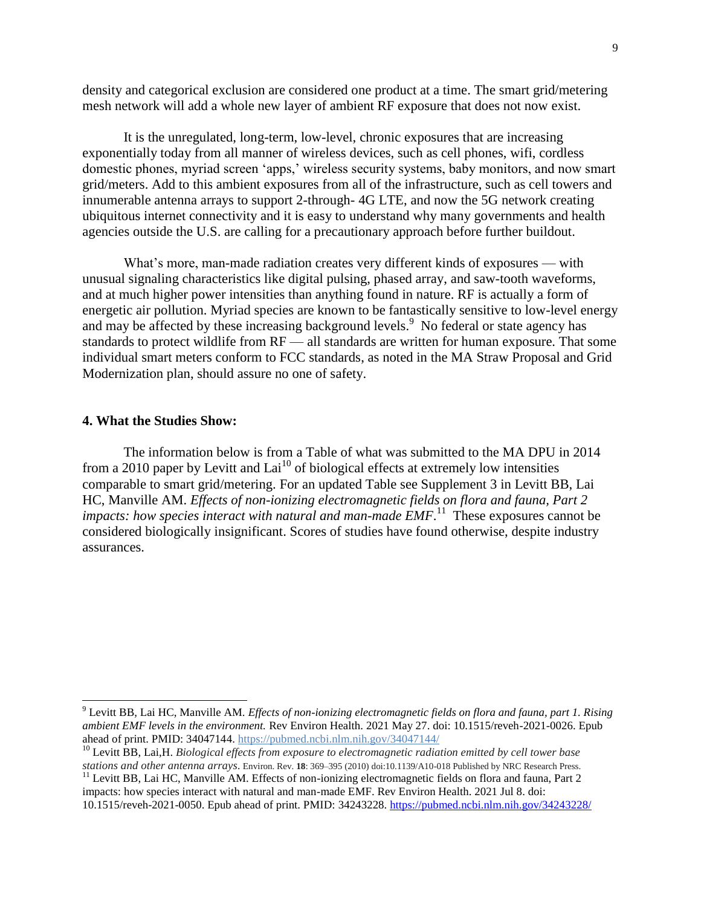density and categorical exclusion are considered one product at a time. The smart grid/metering mesh network will add a whole new layer of ambient RF exposure that does not now exist.

It is the unregulated, long-term, low-level, chronic exposures that are increasing exponentially today from all manner of wireless devices, such as cell phones, wifi, cordless domestic phones, myriad screen 'apps,' wireless security systems, baby monitors, and now smart grid/meters. Add to this ambient exposures from all of the infrastructure, such as cell towers and innumerable antenna arrays to support 2-through- 4G LTE, and now the 5G network creating ubiquitous internet connectivity and it is easy to understand why many governments and health agencies outside the U.S. are calling for a precautionary approach before further buildout.

What's more, man-made radiation creates very different kinds of exposures — with unusual signaling characteristics like digital pulsing, phased array, and saw-tooth waveforms, and at much higher power intensities than anything found in nature. RF is actually a form of energetic air pollution. Myriad species are known to be fantastically sensitive to low-level energy and may be affected by these increasing background levels.[9] No federal or state agency has standards to protect wildlife from RF — all standards are written for human exposure. That some individual smart meters conform to FCC standards, as noted in the MA Straw Proposal and Grid Modernization plan, should assure no one of safety.

### 4. What the Studies Show:

The information below is from a Table of what was submitted to the MA DPU in 2014 from a 2010 paper by Levitt and Lai[10] of biological effects at extremely low intensities comparable to smart grid/metering. For an updated Table see Supplement 3 in Levitt BB, Lai HC, Manville AM. *Effects of non-ionizing electromagnetic fields on flora and fauna, Part 2 impacts: how species interact with natural and man-made EMF*.[11] These exposures cannot be considered biologically insignificant. Scores of studies have found otherwise, despite industry assurances.

---

[9] Levitt BB, Lai HC, Manville AM. *Effects of non-ionizing electromagnetic fields on flora and fauna, part 1. Rising ambient EMF levels in the environment.* Rev Environ Health. 2021 May 27. doi: 10.1515/reveh-2021-0026. Epub ahead of print. PMID: 34047144. https://pubmed.ncbi.nlm.nih.gov/34047144/

[10] Levitt BB, Lai,H. *Biological effects from exposure to electromagnetic radiation emitted by cell tower base stations and other antenna arrays*. Environ. Rev. **18**: 369–395 (2010) doi:10.1139/A10-018 Published by NRC Research Press.

[11] Levitt BB, Lai HC, Manville AM. Effects of non-ionizing electromagnetic fields on flora and fauna, Part 2 impacts: how species interact with natural and man-made EMF. Rev Environ Health. 2021 Jul 8. doi: 10.1515/reveh-2021-0050. Epub ahead of print. PMID: 34243228. https://pubmed.ncbi.nlm.nih.gov/34243228/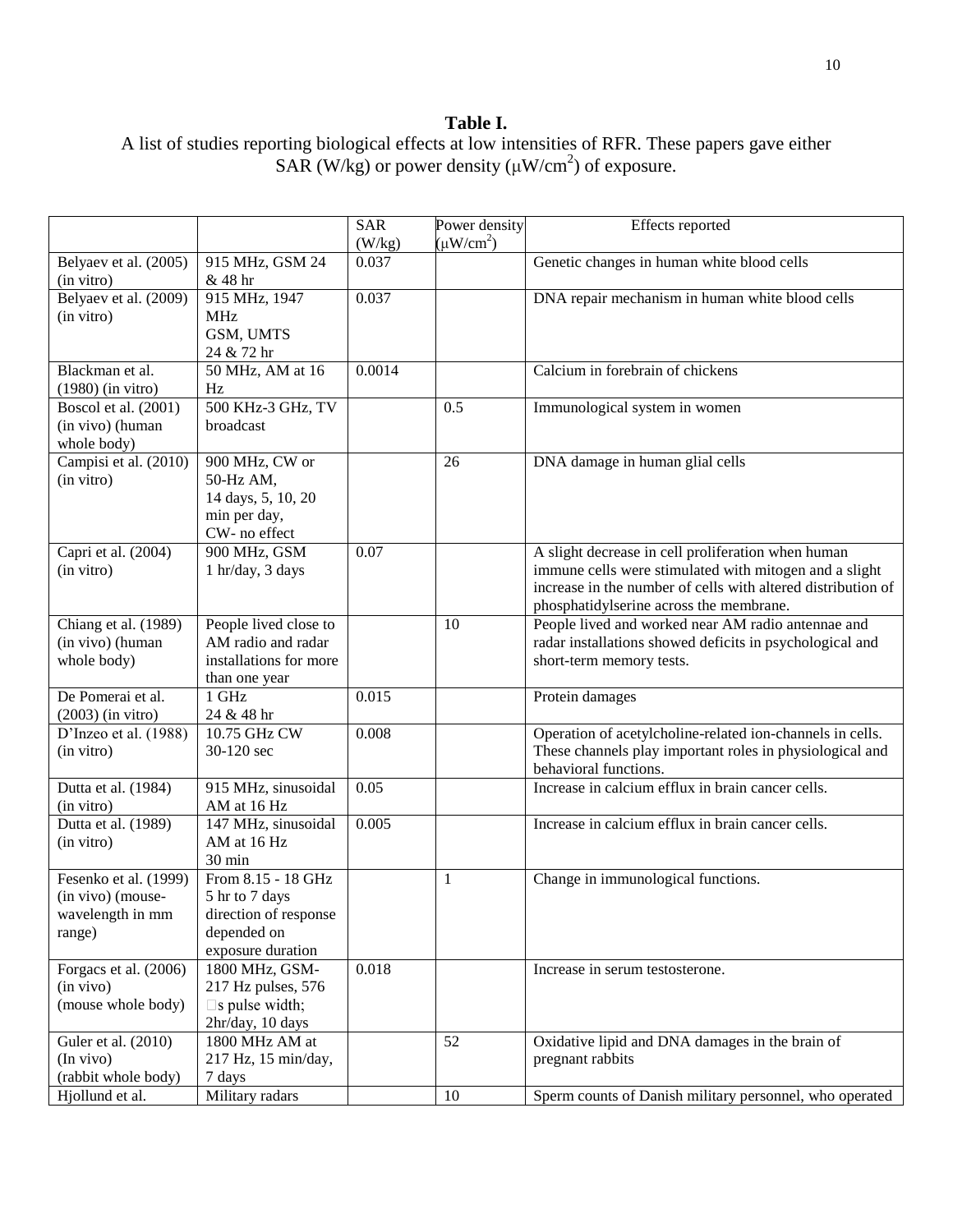**Table I.**

A list of studies reporting biological effects at low intensities of RFR. These papers gave either SAR (W/kg) or power density ($\mu W/cm^2$) of exposure.

| | | SAR (W/kg) | Power density ($\mu W/cm^2$) | Effects reported |
|---|---|---|---|---|
| Belyaev et al. (2005) (in vitro) | 915 MHz, GSM 24 & 48 hr | 0.037 | | Genetic changes in human white blood cells |
| Belyaev et al. (2009) (in vitro) | 915 MHz, 1947 MHz GSM, UMTS 24 & 72 hr | 0.037 | | DNA repair mechanism in human white blood cells |
| Blackman et al. (1980) (in vitro) | 50 MHz, AM at 16 Hz | 0.0014 | | Calcium in forebrain of chickens |
| Boscol et al. (2001) (in vivo) (human whole body) | 500 KHz-3 GHz, TV broadcast | | 0.5 | Immunological system in women |
| Campisi et al. (2010) (in vitro) | 900 MHz, CW or 50-Hz AM, 14 days, 5, 10, 20 min per day, CW- no effect | | 26 | DNA damage in human glial cells |
| Capri et al. (2004) (in vitro) | 900 MHz, GSM 1 hr/day, 3 days | 0.07 | | A slight decrease in cell proliferation when human immune cells were stimulated with mitogen and a slight increase in the number of cells with altered distribution of phosphatidylserine across the membrane. |
| Chiang et al. (1989) (in vivo) (human whole body) | People lived close to AM radio and radar installations for more than one year | | 10 | People lived and worked near AM radio antennae and radar installations showed deficits in psychological and short-term memory tests. |
| De Pomerai et al. (2003) (in vitro) | 1 GHz 24 & 48 hr | 0.015 | | Protein damages |
| D'Inzeo et al. (1988) (in vitro) | 10.75 GHz CW 30-120 sec | 0.008 | | Operation of acetylcholine-related ion-channels in cells. These channels play important roles in physiological and behavioral functions. |
| Dutta et al. (1984) (in vitro) | 915 MHz, sinusoidal AM at 16 Hz | 0.05 | | Increase in calcium efflux in brain cancer cells. |
| Dutta et al. (1989) (in vitro) | 147 MHz, sinusoidal AM at 16 Hz 30 min | 0.005 | | Increase in calcium efflux in brain cancer cells. |
| Fesenko et al. (1999) (in vivo) (mouse-wavelength in mm range) | From 8.15 - 18 GHz 5 hr to 7 days direction of response depended on exposure duration | | 1 | Change in immunological functions. |
| Forgacs et al. (2006) (in vivo) (mouse whole body) | 1800 MHz, GSM-217 Hz pulses, 576 s pulse width; 2hr/day, 10 days | 0.018 | | Increase in serum testosterone. |
| Guler et al. (2010) (In vivo) (rabbit whole body) | 1800 MHz AM at 217 Hz, 15 min/day, 7 days | | 52 | Oxidative lipid and DNA damages in the brain of pregnant rabbits |
| Hjollund et al. | Military radars | | 10 | Sperm counts of Danish military personnel, who operated |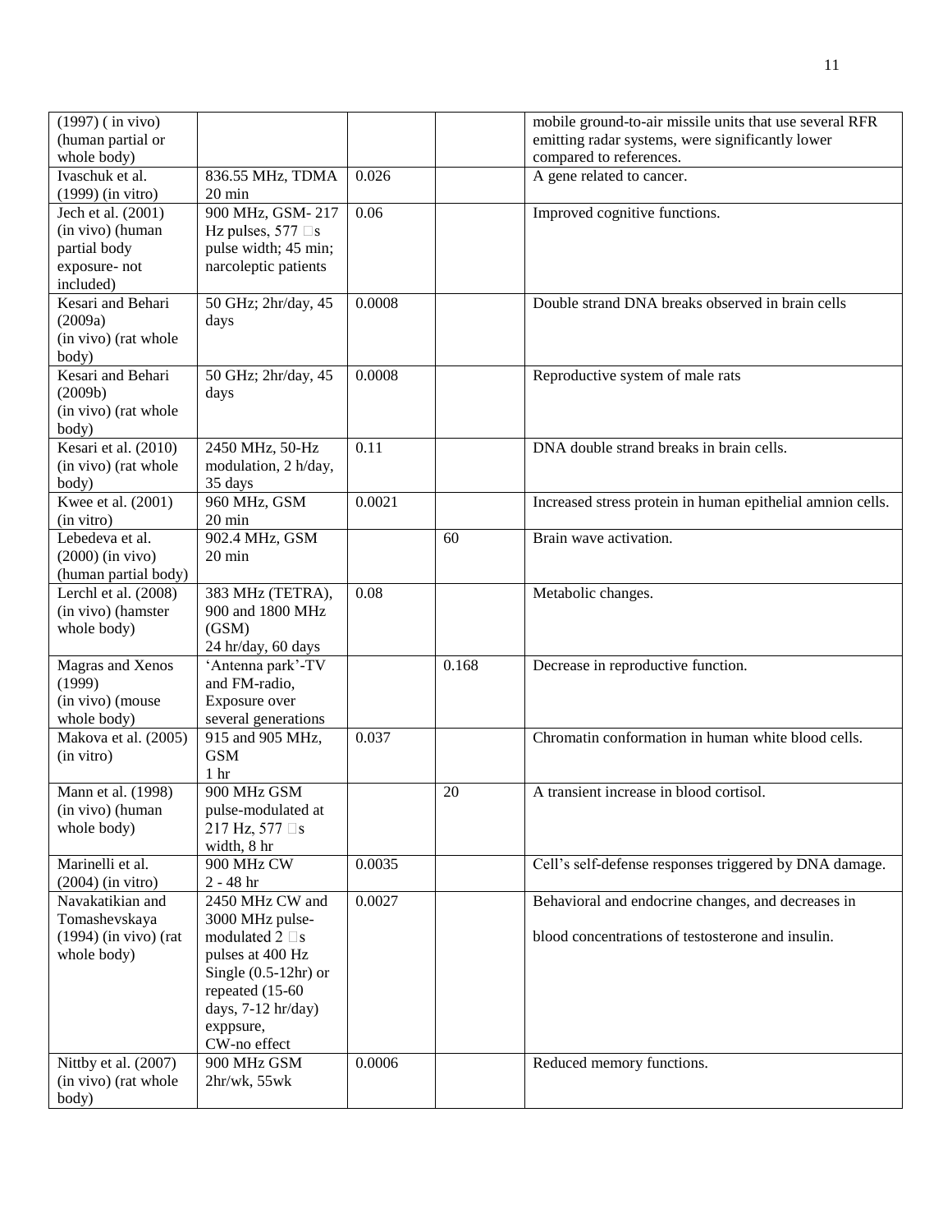| | | | | |
|---|---|---|---|---|
| (1997) ( in vivo) (human partial or whole body) | | | | mobile ground-to-air missile units that use several RFR emitting radar systems, were significantly lower compared to references. |
| Ivaschuk et al. (1999) (in vitro) | 836.55 MHz, TDMA 20 min | 0.026 | | A gene related to cancer. |
| Jech et al. (2001) (in vivo) (human partial body exposure- not included) | 900 MHz, GSM- 217 Hz pulses, 577 □s pulse width; 45 min; narcoleptic patients | 0.06 | | Improved cognitive functions. |
| Kesari and Behari (2009a) (in vivo) (rat whole body) | 50 GHz; 2hr/day, 45 days | 0.0008 | | Double strand DNA breaks observed in brain cells |
| Kesari and Behari (2009b) (in vivo) (rat whole body) | 50 GHz; 2hr/day, 45 days | 0.0008 | | Reproductive system of male rats |
| Kesari et al. (2010) (in vivo) (rat whole body) | 2450 MHz, 50-Hz modulation, 2 h/day, 35 days | 0.11 | | DNA double strand breaks in brain cells. |
| Kwee et al. (2001) (in vitro) | 960 MHz, GSM 20 min | 0.0021 | | Increased stress protein in human epithelial amnion cells. |
| Lebedeva et al. (2000) (in vivo) (human partial body) | 902.4 MHz, GSM 20 min | | 60 | Brain wave activation. |
| Lerchl et al. (2008) (in vivo) (hamster whole body) | 383 MHz (TETRA), 900 and 1800 MHz (GSM) 24 hr/day, 60 days | 0.08 | | Metabolic changes. |
| Magras and Xenos (1999) (in vivo) (mouse whole body) | 'Antenna park'-TV and FM-radio, Exposure over several generations | | 0.168 | Decrease in reproductive function. |
| Makova et al. (2005) (in vitro) | 915 and 905 MHz, GSM 1 hr | 0.037 | | Chromatin conformation in human white blood cells. |
| Mann et al. (1998) (in vivo) (human whole body) | 900 MHz GSM pulse-modulated at 217 Hz, 577 □s width, 8 hr | | 20 | A transient increase in blood cortisol. |
| Marinelli et al. (2004) (in vitro) | 900 MHz CW 2 - 48 hr | 0.0035 | | Cell's self-defense responses triggered by DNA damage. |
| Navakatikian and Tomashevskaya (1994) (in vivo) (rat whole body) | 2450 MHz CW and 3000 MHz pulse-modulated 2 □s pulses at 400 Hz Single (0.5-12hr) or repeated (15-60 days, 7-12 hr/day) exppsure, CW-no effect | 0.0027 | | Behavioral and endocrine changes, and decreases in blood concentrations of testosterone and insulin. |
| Nittby et al. (2007) (in vivo) (rat whole body) | 900 MHz GSM 2hr/wk, 55wk | 0.0006 | | Reduced memory functions. |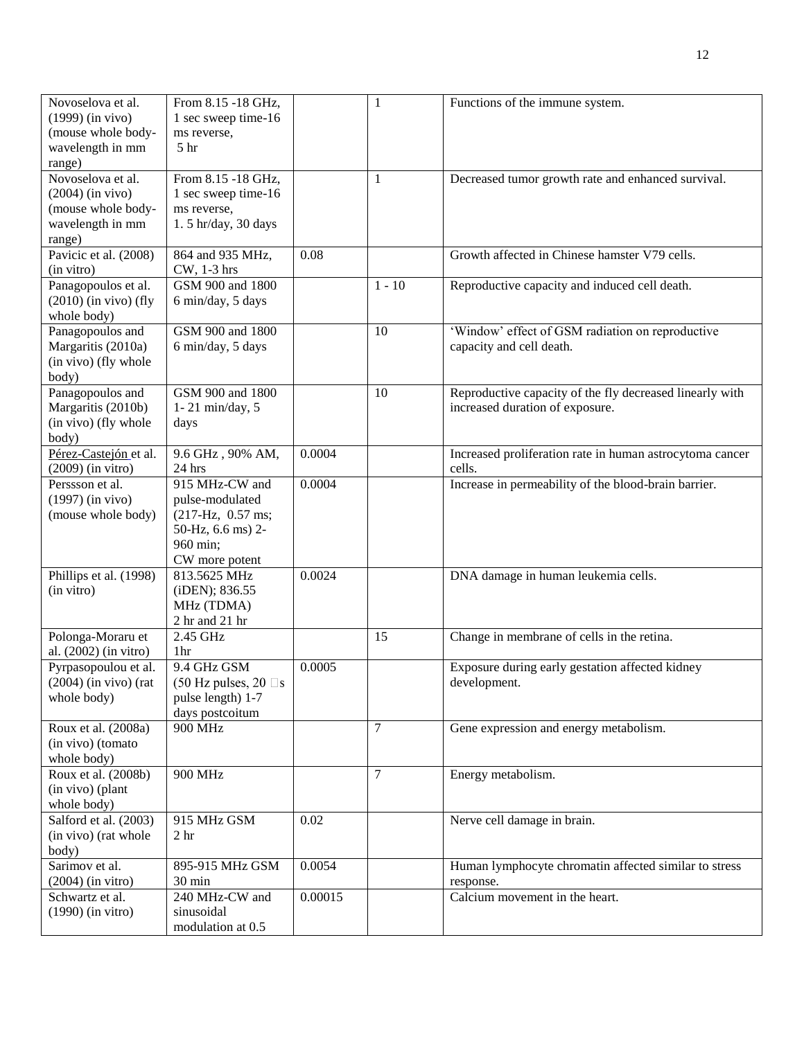| Novoselova et al. (1999) (in vivo) (mouse whole body-wavelength in mm range) | From 8.15 -18 GHz, 1 sec sweep time-16 ms reverse, 5 hr | | 1 | Functions of the immune system. |
|---|---|---|---|---|
| Novoselova et al. (2004) (in vivo) (mouse whole body-wavelength in mm range) | From 8.15 -18 GHz, 1 sec sweep time-16 ms reverse, 1. 5 hr/day, 30 days | | 1 | Decreased tumor growth rate and enhanced survival. |
| Pavicic et al. (2008) (in vitro) | 864 and 935 MHz, CW, 1-3 hrs | 0.08 | | Growth affected in Chinese hamster V79 cells. |
| Panagopoulos et al. (2010) (in vivo) (fly whole body) | GSM 900 and 1800 6 min/day, 5 days | | 1 - 10 | Reproductive capacity and induced cell death. |
| Panagopoulos and Margaritis (2010a) (in vivo) (fly whole body) | GSM 900 and 1800 6 min/day, 5 days | | 10 | 'Window' effect of GSM radiation on reproductive capacity and cell death. |
| Panagopoulos and Margaritis (2010b) (in vivo) (fly whole body) | GSM 900 and 1800 1- 21 min/day, 5 days | | 10 | Reproductive capacity of the fly decreased linearly with increased duration of exposure. |
| Pérez-Castejón et al. (2009) (in vitro) | 9.6 GHz , 90% AM, 24 hrs | 0.0004 | | Increased proliferation rate in human astrocytoma cancer cells. |
| Perssson et al. (1997) (in vivo) (mouse whole body) | 915 MHz-CW and pulse-modulated (217-Hz, 0.57 ms; 50-Hz, 6.6 ms) 2-960 min; CW more potent | 0.0004 | | Increase in permeability of the blood-brain barrier. |
| Phillips et al. (1998) (in vitro) | 813.5625 MHz (iDEN); 836.55 MHz (TDMA) 2 hr and 21 hr | 0.0024 | | DNA damage in human leukemia cells. |
| Polonga-Moraru et al. (2002) (in vitro) | 2.45 GHz 1hr | | 15 | Change in membrane of cells in the retina. |
| Pyrpasopoulou et al. (2004) (in vivo) (rat whole body) | 9.4 GHz GSM (50 Hz pulses, 20 μs pulse length) 1-7 days postcoitum | 0.0005 | | Exposure during early gestation affected kidney development. |
| Roux et al. (2008a) (in vivo) (tomato whole body) | 900 MHz | | 7 | Gene expression and energy metabolism. |
| Roux et al. (2008b) (in vivo) (plant whole body) | 900 MHz | | 7 | Energy metabolism. |
| Salford et al. (2003) (in vivo) (rat whole body) | 915 MHz GSM 2 hr | 0.02 | | Nerve cell damage in brain. |
| Sarimov et al. (2004) (in vitro) | 895-915 MHz GSM 30 min | 0.0054 | | Human lymphocyte chromatin affected similar to stress response. |
| Schwartz et al. (1990) (in vitro) | 240 MHz-CW and sinusoidal modulation at 0.5 | 0.00015 | | Calcium movement in the heart. |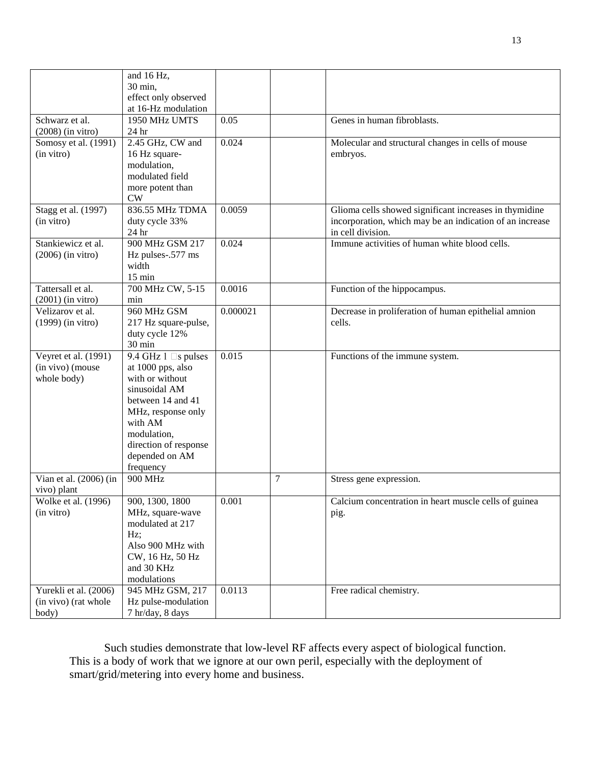| | and 16 Hz, 30 min, effect only observed at 16-Hz modulation | | | |
|---|---|---|---|---|
| Schwarz et al. (2008) (in vitro) | 1950 MHz UMTS 24 hr | 0.05 | | Genes in human fibroblasts. |
| Somosy et al. (1991) (in vitro) | 2.45 GHz, CW and 16 Hz square-modulation, modulated field more potent than CW | 0.024 | | Molecular and structural changes in cells of mouse embryos. |
| Stagg et al. (1997) (in vitro) | 836.55 MHz TDMA duty cycle 33% 24 hr | 0.0059 | | Glioma cells showed significant increases in thymidine incorporation, which may be an indication of an increase in cell division. |
| Stankiewicz et al. (2006) (in vitro) | 900 MHz GSM 217 Hz pulses-.577 ms width 15 min | 0.024 | | Immune activities of human white blood cells. |
| Tattersall et al. (2001) (in vitro) | 700 MHz CW, 5-15 min | 0.0016 | | Function of the hippocampus. |
| Velizarov et al. (1999) (in vitro) | 960 MHz GSM 217 Hz square-pulse, duty cycle 12% 30 min | 0.000021 | | Decrease in proliferation of human epithelial amnion cells. |
| Veyret et al. (1991) (in vivo) (mouse whole body) | 9.4 GHz 1 μs pulses at 1000 pps, also with or without sinusoidal AM between 14 and 41 MHz, response only with AM modulation, direction of response depended on AM frequency | 0.015 | | Functions of the immune system. |
| Vian et al. (2006) (in vivo) plant | 900 MHz | | 7 | Stress gene expression. |
| Wolke et al. (1996) (in vitro) | 900, 1300, 1800 MHz, square-wave modulated at 217 Hz; Also 900 MHz with CW, 16 Hz, 50 Hz and 30 KHz modulations | 0.001 | | Calcium concentration in heart muscle cells of guinea pig. |
| Yurekli et al. (2006) (in vivo) (rat whole body) | 945 MHz GSM, 217 Hz pulse-modulation 7 hr/day, 8 days | 0.0113 | | Free radical chemistry. |

Such studies demonstrate that low-level RF affects every aspect of biological function. This is a body of work that we ignore at our own peril, especially with the deployment of smart/grid/metering into every home and business.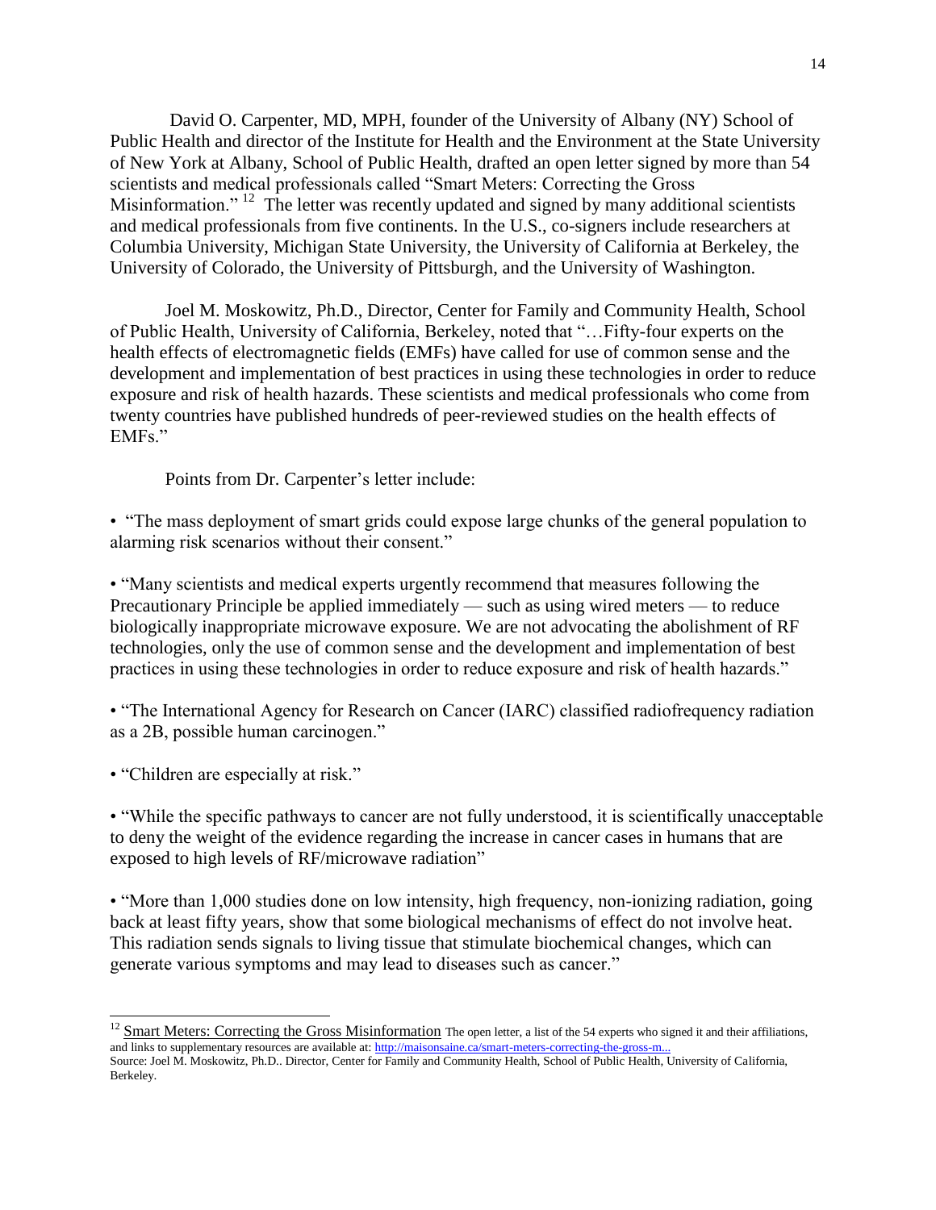David O. Carpenter, MD, MPH, founder of the University of Albany (NY) School of Public Health and director of the Institute for Health and the Environment at the State University of New York at Albany, School of Public Health, drafted an open letter signed by more than 54 scientists and medical professionals called "Smart Meters: Correcting the Gross Misinformation." [12] The letter was recently updated and signed by many additional scientists and medical professionals from five continents. In the U.S., co-signers include researchers at Columbia University, Michigan State University, the University of California at Berkeley, the University of Colorado, the University of Pittsburgh, and the University of Washington.

Joel M. Moskowitz, Ph.D., Director, Center for Family and Community Health, School of Public Health, University of California, Berkeley, noted that "…Fifty-four experts on the health effects of electromagnetic fields (EMFs) have called for use of common sense and the development and implementation of best practices in using these technologies in order to reduce exposure and risk of health hazards. These scientists and medical professionals who come from twenty countries have published hundreds of peer-reviewed studies on the health effects of EMFs."

Points from Dr. Carpenter's letter include:

- "The mass deployment of smart grids could expose large chunks of the general population to alarming risk scenarios without their consent."

- "Many scientists and medical experts urgently recommend that measures following the Precautionary Principle be applied immediately — such as using wired meters — to reduce biologically inappropriate microwave exposure. We are not advocating the abolishment of RF technologies, only the use of common sense and the development and implementation of best practices in using these technologies in order to reduce exposure and risk of health hazards."

- "The International Agency for Research on Cancer (IARC) classified radiofrequency radiation as a 2B, possible human carcinogen."

- "Children are especially at risk."

- "While the specific pathways to cancer are not fully understood, it is scientifically unacceptable to deny the weight of the evidence regarding the increase in cancer cases in humans that are exposed to high levels of RF/microwave radiation"

- "More than 1,000 studies done on low intensity, high frequency, non-ionizing radiation, going back at least fifty years, show that some biological mechanisms of effect do not involve heat. This radiation sends signals to living tissue that stimulate biochemical changes, which can generate various symptoms and may lead to diseases such as cancer."

---

[12] Smart Meters: Correcting the Gross Misinformation The open letter, a list of the 54 experts who signed it and their affiliations, and links to supplementary resources are available at: http://maisonsaine.ca/smart-meters-correcting-the-gross-m...
Source: Joel M. Moskowitz, Ph.D.. Director, Center for Family and Community Health, School of Public Health, University of California, Berkeley.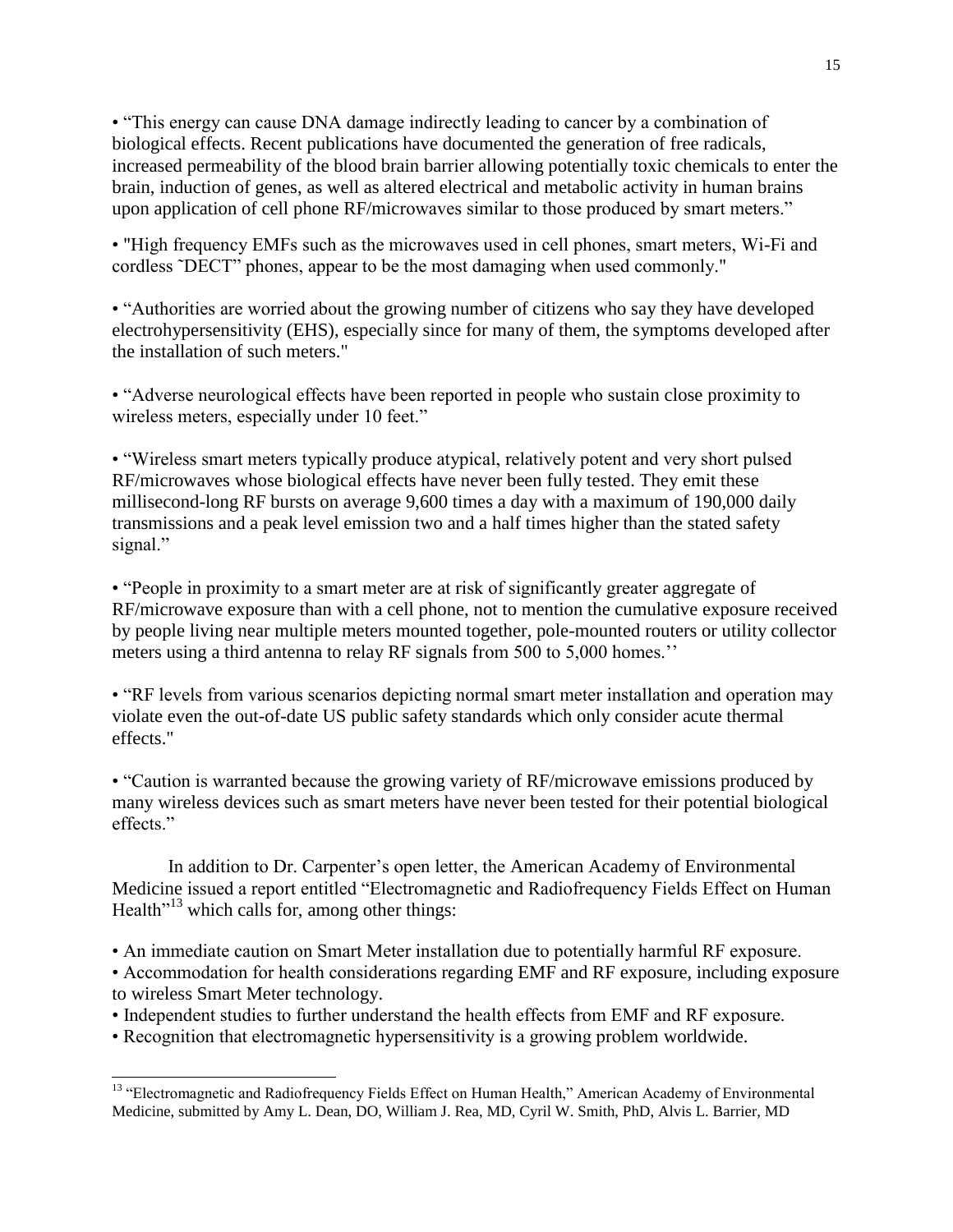• "This energy can cause DNA damage indirectly leading to cancer by a combination of biological effects. Recent publications have documented the generation of free radicals, increased permeability of the blood brain barrier allowing potentially toxic chemicals to enter the brain, induction of genes, as well as altered electrical and metabolic activity in human brains upon application of cell phone RF/microwaves similar to those produced by smart meters."

• "High frequency EMFs such as the microwaves used in cell phones, smart meters, Wi-Fi and cordless ˜DECT" phones, appear to be the most damaging when used commonly."

• "Authorities are worried about the growing number of citizens who say they have developed electrohypersensitivity (EHS), especially since for many of them, the symptoms developed after the installation of such meters."

• "Adverse neurological effects have been reported in people who sustain close proximity to wireless meters, especially under 10 feet."

• "Wireless smart meters typically produce atypical, relatively potent and very short pulsed RF/microwaves whose biological effects have never been fully tested. They emit these millisecond-long RF bursts on average 9,600 times a day with a maximum of 190,000 daily transmissions and a peak level emission two and a half times higher than the stated safety signal."

• "People in proximity to a smart meter are at risk of significantly greater aggregate of RF/microwave exposure than with a cell phone, not to mention the cumulative exposure received by people living near multiple meters mounted together, pole-mounted routers or utility collector meters using a third antenna to relay RF signals from 500 to 5,000 homes.''

• "RF levels from various scenarios depicting normal smart meter installation and operation may violate even the out-of-date US public safety standards which only consider acute thermal effects."

• "Caution is warranted because the growing variety of RF/microwave emissions produced by many wireless devices such as smart meters have never been tested for their potential biological effects."

In addition to Dr. Carpenter's open letter, the American Academy of Environmental Medicine issued a report entitled "Electromagnetic and Radiofrequency Fields Effect on Human Health"[13] which calls for, among other things:

• An immediate caution on Smart Meter installation due to potentially harmful RF exposure.
• Accommodation for health considerations regarding EMF and RF exposure, including exposure to wireless Smart Meter technology.
• Independent studies to further understand the health effects from EMF and RF exposure.
• Recognition that electromagnetic hypersensitivity is a growing problem worldwide.

---

[13] "Electromagnetic and Radiofrequency Fields Effect on Human Health," American Academy of Environmental Medicine, submitted by Amy L. Dean, DO, William J. Rea, MD, Cyril W. Smith, PhD, Alvis L. Barrier, MD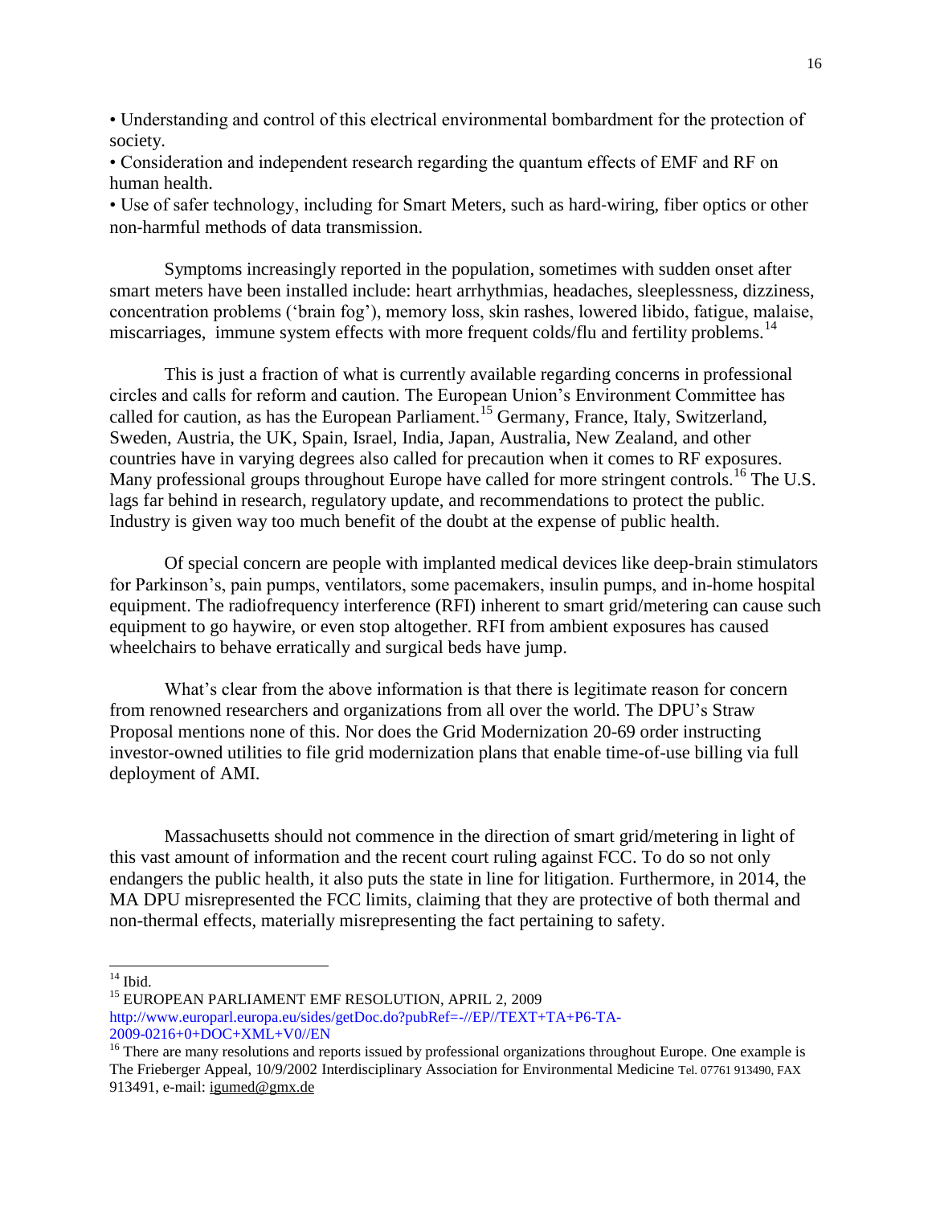• Understanding and control of this electrical environmental bombardment for the protection of society.
• Consideration and independent research regarding the quantum effects of EMF and RF on human health.
• Use of safer technology, including for Smart Meters, such as hard-wiring, fiber optics or other non-harmful methods of data transmission.

Symptoms increasingly reported in the population, sometimes with sudden onset after smart meters have been installed include: heart arrhythmias, headaches, sleeplessness, dizziness, concentration problems ('brain fog'), memory loss, skin rashes, lowered libido, fatigue, malaise, miscarriages, immune system effects with more frequent colds/flu and fertility problems.[14]

This is just a fraction of what is currently available regarding concerns in professional circles and calls for reform and caution. The European Union's Environment Committee has called for caution, as has the European Parliament.[15] Germany, France, Italy, Switzerland, Sweden, Austria, the UK, Spain, Israel, India, Japan, Australia, New Zealand, and other countries have in varying degrees also called for precaution when it comes to RF exposures. Many professional groups throughout Europe have called for more stringent controls.[16] The U.S. lags far behind in research, regulatory update, and recommendations to protect the public. Industry is given way too much benefit of the doubt at the expense of public health.

Of special concern are people with implanted medical devices like deep-brain stimulators for Parkinson's, pain pumps, ventilators, some pacemakers, insulin pumps, and in-home hospital equipment. The radiofrequency interference (RFI) inherent to smart grid/metering can cause such equipment to go haywire, or even stop altogether. RFI from ambient exposures has caused wheelchairs to behave erratically and surgical beds have jump.

What's clear from the above information is that there is legitimate reason for concern from renowned researchers and organizations from all over the world. The DPU's Straw Proposal mentions none of this. Nor does the Grid Modernization 20-69 order instructing investor-owned utilities to file grid modernization plans that enable time-of-use billing via full deployment of AMI.

Massachusetts should not commence in the direction of smart grid/metering in light of this vast amount of information and the recent court ruling against FCC. To do so not only endangers the public health, it also puts the state in line for litigation. Furthermore, in 2014, the MA DPU misrepresented the FCC limits, claiming that they are protective of both thermal and non-thermal effects, materially misrepresenting the fact pertaining to safety.

---

[14] Ibid.

[15] EUROPEAN PARLIAMENT EMF RESOLUTION, APRIL 2, 2009 http://www.europarl.europa.eu/sides/getDoc.do?pubRef=-//EP//TEXT+TA+P6-TA-2009-0216+0+DOC+XML+V0//EN

[16] There are many resolutions and reports issued by professional organizations throughout Europe. One example is The Frieberger Appeal, 10/9/2002 Interdisciplinary Association for Environmental Medicine Tel. 07761 913490, FAX 913491, e-mail: igumed@gmx.de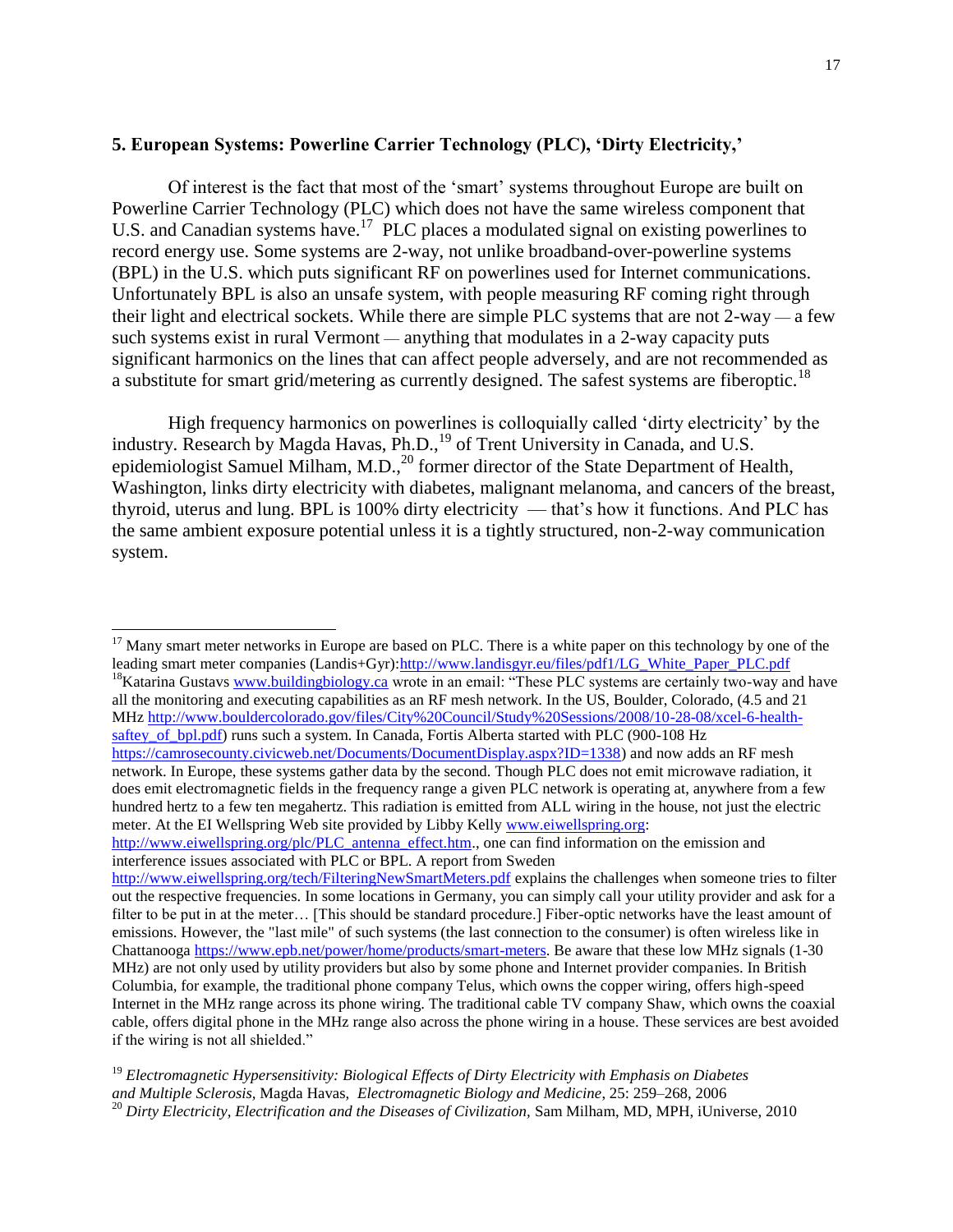## 5. European Systems: Powerline Carrier Technology (PLC), 'Dirty Electricity,'

Of interest is the fact that most of the 'smart' systems throughout Europe are built on Powerline Carrier Technology (PLC) which does not have the same wireless component that U.S. and Canadian systems have.[17] PLC places a modulated signal on existing powerlines to record energy use. Some systems are 2-way, not unlike broadband-over-powerline systems (BPL) in the U.S. which puts significant RF on powerlines used for Internet communications. Unfortunately BPL is also an unsafe system, with people measuring RF coming right through their light and electrical sockets. While there are simple PLC systems that are not 2-way — a few such systems exist in rural Vermont — anything that modulates in a 2-way capacity puts significant harmonics on the lines that can affect people adversely, and are not recommended as a substitute for smart grid/metering as currently designed. The safest systems are fiberoptic.[18]

High frequency harmonics on powerlines is colloquially called 'dirty electricity' by the industry. Research by Magda Havas, Ph.D.,[19] of Trent University in Canada, and U.S. epidemiologist Samuel Milham, M.D.,[20] former director of the State Department of Health, Washington, links dirty electricity with diabetes, malignant melanoma, and cancers of the breast, thyroid, uterus and lung. BPL is 100% dirty electricity — that's how it functions. And PLC has the same ambient exposure potential unless it is a tightly structured, non-2-way communication system.

---

[17] Many smart meter networks in Europe are based on PLC. There is a white paper on this technology by one of the leading smart meter companies (Landis+Gyr):http://www.landisgyr.eu/files/pdf1/LG_White_Paper_PLC.pdf

[18] Katarina Gustavs www.buildingbiology.ca wrote in an email: "These PLC systems are certainly two-way and have all the monitoring and executing capabilities as an RF mesh network. In the US, Boulder, Colorado, (4.5 and 21 MHz http://www.bouldercolorado.gov/files/City%20Council/Study%20Sessions/2008/10-28-08/xcel-6-health-saftey_of_bpl.pdf) runs such a system. In Canada, Fortis Alberta started with PLC (900-108 Hz https://camrosecounty.civicweb.net/Documents/DocumentDisplay.aspx?ID=1338) and now adds an RF mesh network. In Europe, these systems gather data by the second. Though PLC does not emit microwave radiation, it does emit electromagnetic fields in the frequency range a given PLC network is operating at, anywhere from a few hundred hertz to a few ten megahertz. This radiation is emitted from ALL wiring in the house, not just the electric meter. At the EI Wellspring Web site provided by Libby Kelly www.eiwellspring.org: http://www.eiwellspring.org/plc/PLC_antenna_effect.htm., one can find information on the emission and interference issues associated with PLC or BPL. A report from Sweden http://www.eiwellspring.org/tech/FilteringNewSmartMeters.pdf explains the challenges when someone tries to filter out the respective frequencies. In some locations in Germany, you can simply call your utility provider and ask for a filter to be put in at the meter… [This should be standard procedure.] Fiber-optic networks have the least amount of emissions. However, the "last mile" of such systems (the last connection to the consumer) is often wireless like in Chattanooga https://www.epb.net/power/home/products/smart-meters. Be aware that these low MHz signals (1-30 MHz) are not only used by utility providers but also by some phone and Internet provider companies. In British Columbia, for example, the traditional phone company Telus, which owns the copper wiring, offers high-speed Internet in the MHz range across its phone wiring. The traditional cable TV company Shaw, which owns the coaxial cable, offers digital phone in the MHz range also across the phone wiring in a house. These services are best avoided if the wiring is not all shielded."

[19] *Electromagnetic Hypersensitivity: Biological Effects of Dirty Electricity with Emphasis on Diabetes and Multiple Sclerosis,* Magda Havas, *Electromagnetic Biology and Medicine*, 25: 259–268, 2006

[20] *Dirty Electricity, Electrification and the Diseases of Civilization,* Sam Milham, MD, MPH, iUniverse, 2010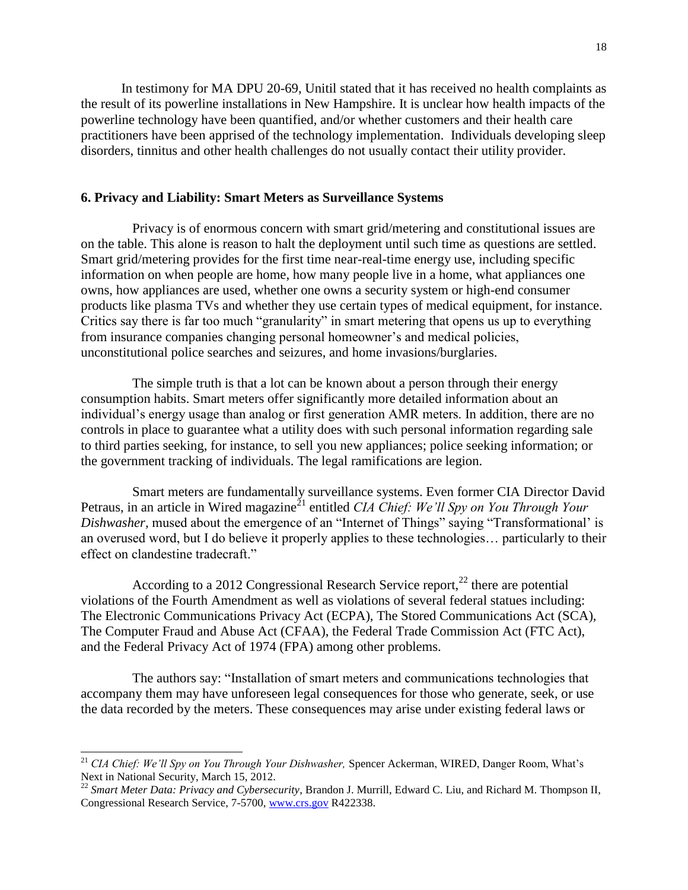In testimony for MA DPU 20-69, Unitil stated that it has received no health complaints as the result of its powerline installations in New Hampshire. It is unclear how health impacts of the powerline technology have been quantified, and/or whether customers and their health care practitioners have been apprised of the technology implementation. Individuals developing sleep disorders, tinnitus and other health challenges do not usually contact their utility provider.

### 6. Privacy and Liability: Smart Meters as Surveillance Systems

Privacy is of enormous concern with smart grid/metering and constitutional issues are on the table. This alone is reason to halt the deployment until such time as questions are settled. Smart grid/metering provides for the first time near-real-time energy use, including specific information on when people are home, how many people live in a home, what appliances one owns, how appliances are used, whether one owns a security system or high-end consumer products like plasma TVs and whether they use certain types of medical equipment, for instance. Critics say there is far too much "granularity" in smart metering that opens us up to everything from insurance companies changing personal homeowner's and medical policies, unconstitutional police searches and seizures, and home invasions/burglaries.

The simple truth is that a lot can be known about a person through their energy consumption habits. Smart meters offer significantly more detailed information about an individual's energy usage than analog or first generation AMR meters. In addition, there are no controls in place to guarantee what a utility does with such personal information regarding sale to third parties seeking, for instance, to sell you new appliances; police seeking information; or the government tracking of individuals. The legal ramifications are legion.

Smart meters are fundamentally surveillance systems. Even former CIA Director David Petraus, in an article in Wired magazine[21] entitled *CIA Chief: We'll Spy on You Through Your Dishwasher,* mused about the emergence of an "Internet of Things" saying "Transformational' is an overused word, but I do believe it properly applies to these technologies… particularly to their effect on clandestine tradecraft."

According to a 2012 Congressional Research Service report,[22] there are potential violations of the Fourth Amendment as well as violations of several federal statues including: The Electronic Communications Privacy Act (ECPA), The Stored Communications Act (SCA), The Computer Fraud and Abuse Act (CFAA), the Federal Trade Commission Act (FTC Act), and the Federal Privacy Act of 1974 (FPA) among other problems.

The authors say: "Installation of smart meters and communications technologies that accompany them may have unforeseen legal consequences for those who generate, seek, or use the data recorded by the meters. These consequences may arise under existing federal laws or

---

[21] *CIA Chief: We'll Spy on You Through Your Dishwasher,* Spencer Ackerman, WIRED, Danger Room, What's Next in National Security, March 15, 2012.

[22] *Smart Meter Data: Privacy and Cybersecurity*, Brandon J. Murrill, Edward C. Liu, and Richard M. Thompson II, Congressional Research Service, 7-5700, www.crs.gov R422338.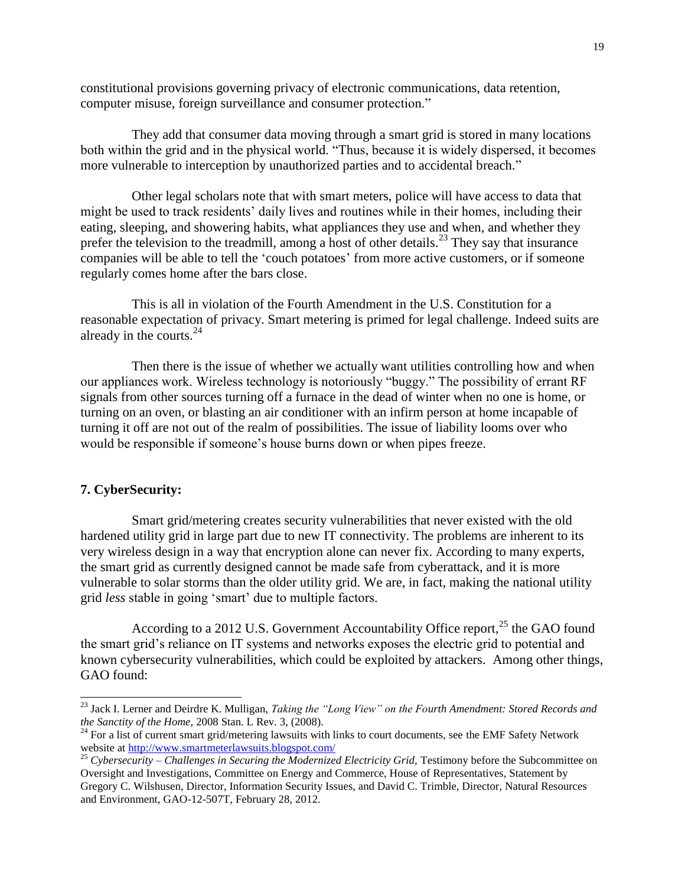constitutional provisions governing privacy of electronic communications, data retention, computer misuse, foreign surveillance and consumer protection."

They add that consumer data moving through a smart grid is stored in many locations both within the grid and in the physical world. "Thus, because it is widely dispersed, it becomes more vulnerable to interception by unauthorized parties and to accidental breach."

Other legal scholars note that with smart meters, police will have access to data that might be used to track residents' daily lives and routines while in their homes, including their eating, sleeping, and showering habits, what appliances they use and when, and whether they prefer the television to the treadmill, among a host of other details.[23] They say that insurance companies will be able to tell the 'couch potatoes' from more active customers, or if someone regularly comes home after the bars close.

This is all in violation of the Fourth Amendment in the U.S. Constitution for a reasonable expectation of privacy. Smart metering is primed for legal challenge. Indeed suits are already in the courts.[24]

Then there is the issue of whether we actually want utilities controlling how and when our appliances work. Wireless technology is notoriously "buggy." The possibility of errant RF signals from other sources turning off a furnace in the dead of winter when no one is home, or turning on an oven, or blasting an air conditioner with an infirm person at home incapable of turning it off are not out of the realm of possibilities. The issue of liability looms over who would be responsible if someone's house burns down or when pipes freeze.

### 7. CyberSecurity:

Smart grid/metering creates security vulnerabilities that never existed with the old hardened utility grid in large part due to new IT connectivity. The problems are inherent to its very wireless design in a way that encryption alone can never fix. According to many experts, the smart grid as currently designed cannot be made safe from cyberattack, and it is more vulnerable to solar storms than the older utility grid. We are, in fact, making the national utility grid *less* stable in going 'smart' due to multiple factors.

According to a 2012 U.S. Government Accountability Office report,[25] the GAO found the smart grid's reliance on IT systems and networks exposes the electric grid to potential and known cybersecurity vulnerabilities, which could be exploited by attackers. Among other things, GAO found:

---

[23] Jack I. Lerner and Deirdre K. Mulligan, *Taking the "Long View" on the Fourth Amendment: Stored Records and the Sanctity of the Home*, 2008 Stan. L Rev. 3, (2008).

[24] For a list of current smart grid/metering lawsuits with links to court documents, see the EMF Safety Network website at [http://www.smartmeterlawsuits.blogspot.com/](http://www.smartmeterlawsuits.blogspot.com/)

[25] *Cybersecurity – Challenges in Securing the Modernized Electricity Grid*, Testimony before the Subcommittee on Oversight and Investigations, Committee on Energy and Commerce, House of Representatives, Statement by Gregory C. Wilshusen, Director, Information Security Issues, and David C. Trimble, Director, Natural Resources and Environment, GAO-12-507T, February 28, 2012.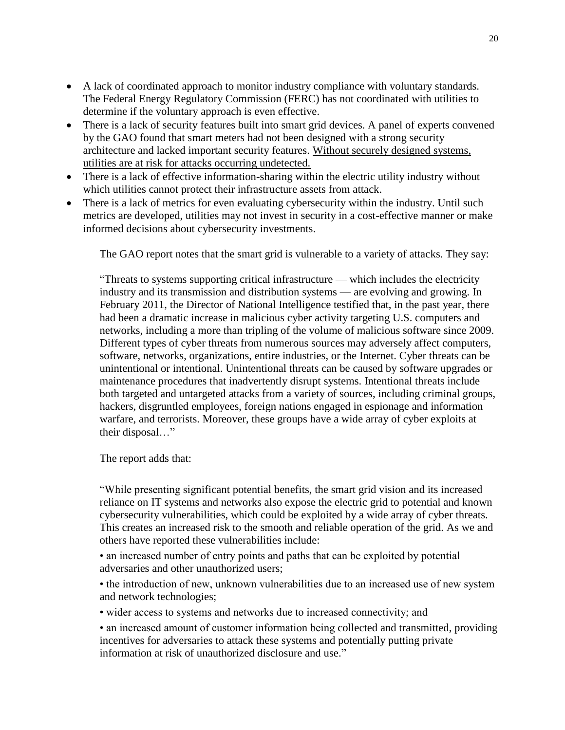- A lack of coordinated approach to monitor industry compliance with voluntary standards. The Federal Energy Regulatory Commission (FERC) has not coordinated with utilities to determine if the voluntary approach is even effective.
- There is a lack of security features built into smart grid devices. A panel of experts convened by the GAO found that smart meters had not been designed with a strong security architecture and lacked important security features. <u>Without securely designed systems, utilities are at risk for attacks occurring undetected.</u>
- There is a lack of effective information-sharing within the electric utility industry without which utilities cannot protect their infrastructure assets from attack.
- There is a lack of metrics for even evaluating cybersecurity within the industry. Until such metrics are developed, utilities may not invest in security in a cost-effective manner or make informed decisions about cybersecurity investments.

The GAO report notes that the smart grid is vulnerable to a variety of attacks. They say:

> "Threats to systems supporting critical infrastructure — which includes the electricity industry and its transmission and distribution systems — are evolving and growing. In February 2011, the Director of National Intelligence testified that, in the past year, there had been a dramatic increase in malicious cyber activity targeting U.S. computers and networks, including a more than tripling of the volume of malicious software since 2009. Different types of cyber threats from numerous sources may adversely affect computers, software, networks, organizations, entire industries, or the Internet. Cyber threats can be unintentional or intentional. Unintentional threats can be caused by software upgrades or maintenance procedures that inadvertently disrupt systems. Intentional threats include both targeted and untargeted attacks from a variety of sources, including criminal groups, hackers, disgruntled employees, foreign nations engaged in espionage and information warfare, and terrorists. Moreover, these groups have a wide array of cyber exploits at their disposal…"

The report adds that:

> "While presenting significant potential benefits, the smart grid vision and its increased reliance on IT systems and networks also expose the electric grid to potential and known cybersecurity vulnerabilities, which could be exploited by a wide array of cyber threats. This creates an increased risk to the smooth and reliable operation of the grid. As we and others have reported these vulnerabilities include:
>
> • an increased number of entry points and paths that can be exploited by potential adversaries and other unauthorized users;
>
> • the introduction of new, unknown vulnerabilities due to an increased use of new system and network technologies;
>
> • wider access to systems and networks due to increased connectivity; and
>
> • an increased amount of customer information being collected and transmitted, providing incentives for adversaries to attack these systems and potentially putting private information at risk of unauthorized disclosure and use."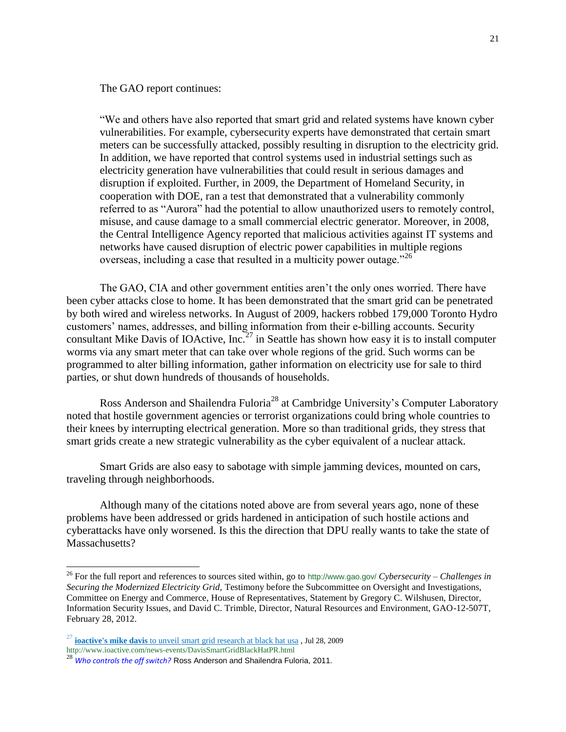The GAO report continues:

> "We and others have also reported that smart grid and related systems have known cyber vulnerabilities. For example, cybersecurity experts have demonstrated that certain smart meters can be successfully attacked, possibly resulting in disruption to the electricity grid. In addition, we have reported that control systems used in industrial settings such as electricity generation have vulnerabilities that could result in serious damages and disruption if exploited. Further, in 2009, the Department of Homeland Security, in cooperation with DOE, ran a test that demonstrated that a vulnerability commonly referred to as "Aurora" had the potential to allow unauthorized users to remotely control, misuse, and cause damage to a small commercial electric generator. Moreover, in 2008, the Central Intelligence Agency reported that malicious activities against IT systems and networks have caused disruption of electric power capabilities in multiple regions overseas, including a case that resulted in a multicity power outage."[26]

The GAO, CIA and other government entities aren't the only ones worried. There have been cyber attacks close to home. It has been demonstrated that the smart grid can be penetrated by both wired and wireless networks. In August of 2009, hackers robbed 179,000 Toronto Hydro customers' names, addresses, and billing information from their e-billing accounts. Security consultant Mike Davis of IOActive, Inc.[27] in Seattle has shown how easy it is to install computer worms via any smart meter that can take over whole regions of the grid. Such worms can be programmed to alter billing information, gather information on electricity use for sale to third parties, or shut down hundreds of thousands of households.

Ross Anderson and Shailendra Fuloria[28] at Cambridge University's Computer Laboratory noted that hostile government agencies or terrorist organizations could bring whole countries to their knees by interrupting electrical generation. More so than traditional grids, they stress that smart grids create a new strategic vulnerability as the cyber equivalent of a nuclear attack.

Smart Grids are also easy to sabotage with simple jamming devices, mounted on cars, traveling through neighborhoods.

Although many of the citations noted above are from several years ago, none of these problems have been addressed or grids hardened in anticipation of such hostile actions and cyberattacks have only worsened. Is this the direction that DPU really wants to take the state of Massachusetts?

---

[26] For the full report and references to sources sited within, go to http://www.gao.gov/ *Cybersecurity – Challenges in Securing the Modernized Electricity Grid,* Testimony before the Subcommittee on Oversight and Investigations, Committee on Energy and Commerce, House of Representatives, Statement by Gregory C. Wilshusen, Director, Information Security Issues, and David C. Trimble, Director, Natural Resources and Environment, GAO-12-507T, February 28, 2012.

[27] **ioactive's mike davis** to unveil smart grid research at black hat usa , Jul 28, 2009 http://www.ioactive.com/news-events/DavisSmartGridBlackHatPR.html

[28] *Who controls the off switch?* Ross Anderson and Shailendra Fuloria, 2011.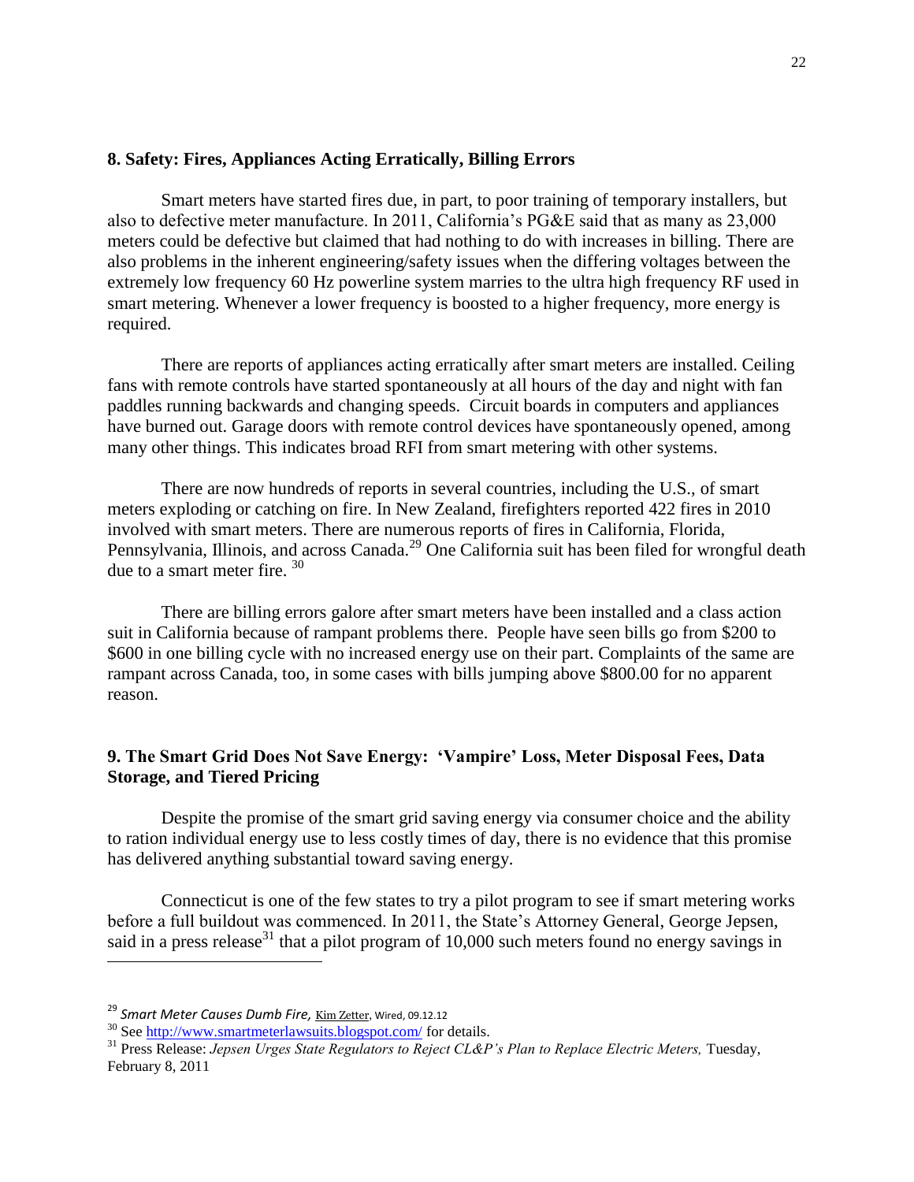## 8. Safety: Fires, Appliances Acting Erratically, Billing Errors

Smart meters have started fires due, in part, to poor training of temporary installers, but also to defective meter manufacture. In 2011, California's PG&E said that as many as 23,000 meters could be defective but claimed that had nothing to do with increases in billing. There are also problems in the inherent engineering/safety issues when the differing voltages between the extremely low frequency 60 Hz powerline system marries to the ultra high frequency RF used in smart metering. Whenever a lower frequency is boosted to a higher frequency, more energy is required.

There are reports of appliances acting erratically after smart meters are installed. Ceiling fans with remote controls have started spontaneously at all hours of the day and night with fan paddles running backwards and changing speeds. Circuit boards in computers and appliances have burned out. Garage doors with remote control devices have spontaneously opened, among many other things. This indicates broad RFI from smart metering with other systems.

There are now hundreds of reports in several countries, including the U.S., of smart meters exploding or catching on fire. In New Zealand, firefighters reported 422 fires in 2010 involved with smart meters. There are numerous reports of fires in California, Florida, Pennsylvania, Illinois, and across Canada.[29] One California suit has been filed for wrongful death due to a smart meter fire. [30]

There are billing errors galore after smart meters have been installed and a class action suit in California because of rampant problems there. People have seen bills go from $200 to $600 in one billing cycle with no increased energy use on their part. Complaints of the same are rampant across Canada, too, in some cases with bills jumping above $800.00 for no apparent reason.

## 9. The Smart Grid Does Not Save Energy: 'Vampire' Loss, Meter Disposal Fees, Data Storage, and Tiered Pricing

Despite the promise of the smart grid saving energy via consumer choice and the ability to ration individual energy use to less costly times of day, there is no evidence that this promise has delivered anything substantial toward saving energy.

Connecticut is one of the few states to try a pilot program to see if smart metering works before a full buildout was commenced. In 2011, the State's Attorney General, George Jepsen, said in a press release[31] that a pilot program of 10,000 such meters found no energy savings in

---

[29] *Smart Meter Causes Dumb Fire,* Kim Zetter, Wired, 09.12.12

[30] See http://www.smartmeterlawsuits.blogspot.com/ for details.

[31] Press Release: *Jepsen Urges State Regulators to Reject CL&P's Plan to Replace Electric Meters,* Tuesday, February 8, 2011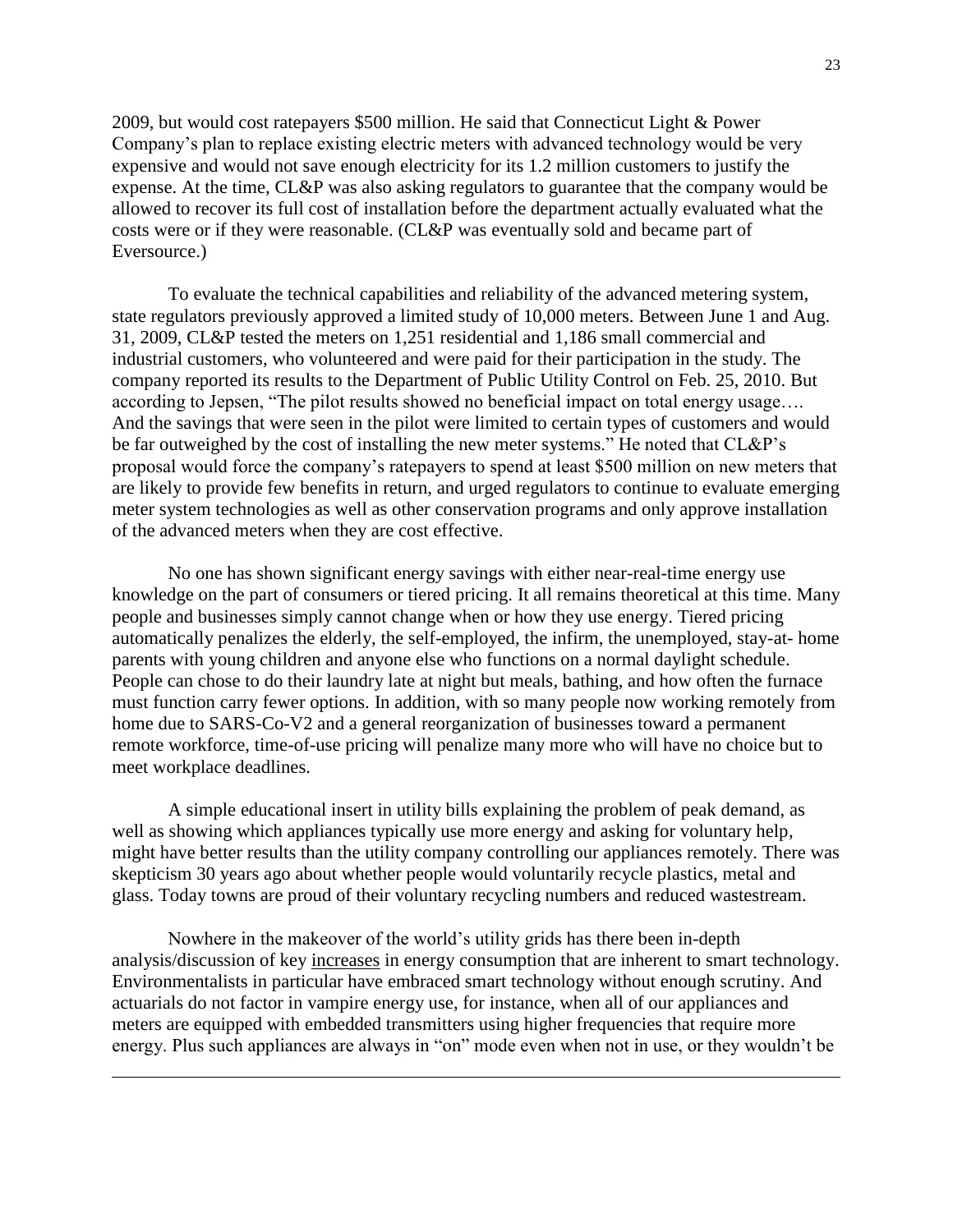2009, but would cost ratepayers $500 million. He said that Connecticut Light & Power Company's plan to replace existing electric meters with advanced technology would be very expensive and would not save enough electricity for its 1.2 million customers to justify the expense. At the time, CL&P was also asking regulators to guarantee that the company would be allowed to recover its full cost of installation before the department actually evaluated what the costs were or if they were reasonable. (CL&P was eventually sold and became part of Eversource.)

To evaluate the technical capabilities and reliability of the advanced metering system, state regulators previously approved a limited study of 10,000 meters. Between June 1 and Aug. 31, 2009, CL&P tested the meters on 1,251 residential and 1,186 small commercial and industrial customers, who volunteered and were paid for their participation in the study. The company reported its results to the Department of Public Utility Control on Feb. 25, 2010. But according to Jepsen, "The pilot results showed no beneficial impact on total energy usage…. And the savings that were seen in the pilot were limited to certain types of customers and would be far outweighed by the cost of installing the new meter systems." He noted that CL&P's proposal would force the company's ratepayers to spend at least $500 million on new meters that are likely to provide few benefits in return, and urged regulators to continue to evaluate emerging meter system technologies as well as other conservation programs and only approve installation of the advanced meters when they are cost effective.

No one has shown significant energy savings with either near-real-time energy use knowledge on the part of consumers or tiered pricing. It all remains theoretical at this time. Many people and businesses simply cannot change when or how they use energy. Tiered pricing automatically penalizes the elderly, the self-employed, the infirm, the unemployed, stay-at- home parents with young children and anyone else who functions on a normal daylight schedule. People can chose to do their laundry late at night but meals, bathing, and how often the furnace must function carry fewer options. In addition, with so many people now working remotely from home due to SARS-Co-V2 and a general reorganization of businesses toward a permanent remote workforce, time-of-use pricing will penalize many more who will have no choice but to meet workplace deadlines.

A simple educational insert in utility bills explaining the problem of peak demand, as well as showing which appliances typically use more energy and asking for voluntary help, might have better results than the utility company controlling our appliances remotely. There was skepticism 30 years ago about whether people would voluntarily recycle plastics, metal and glass. Today towns are proud of their voluntary recycling numbers and reduced wastestream.

Nowhere in the makeover of the world's utility grids has there been in-depth analysis/discussion of key <u>increases</u> in energy consumption that are inherent to smart technology. Environmentalists in particular have embraced smart technology without enough scrutiny. And actuarials do not factor in vampire energy use, for instance, when all of our appliances and meters are equipped with embedded transmitters using higher frequencies that require more energy. Plus such appliances are always in "on" mode even when not in use, or they wouldn't be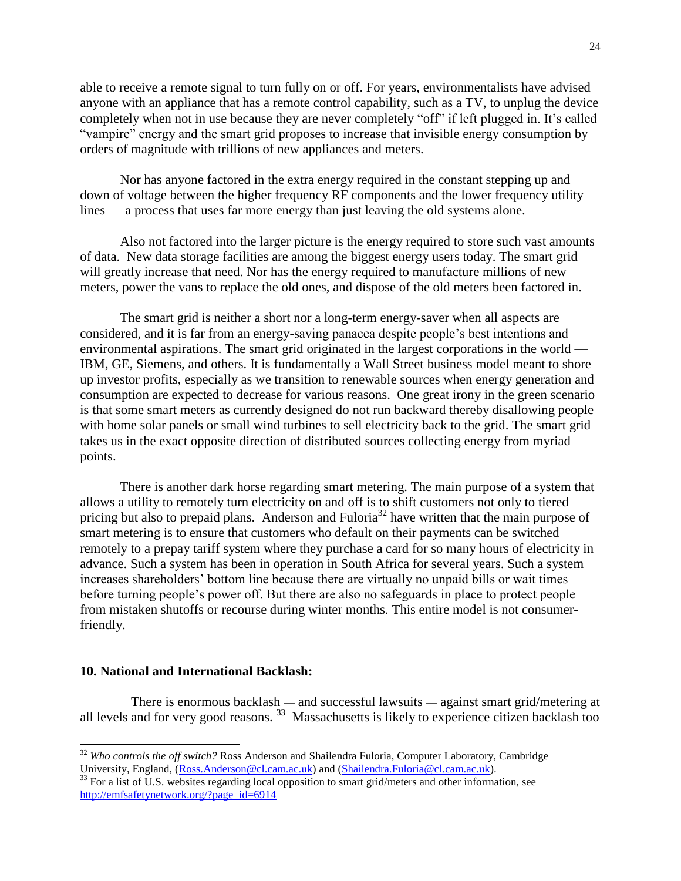able to receive a remote signal to turn fully on or off. For years, environmentalists have advised anyone with an appliance that has a remote control capability, such as a TV, to unplug the device completely when not in use because they are never completely "off" if left plugged in. It's called "vampire" energy and the smart grid proposes to increase that invisible energy consumption by orders of magnitude with trillions of new appliances and meters.

Nor has anyone factored in the extra energy required in the constant stepping up and down of voltage between the higher frequency RF components and the lower frequency utility lines — a process that uses far more energy than just leaving the old systems alone.

Also not factored into the larger picture is the energy required to store such vast amounts of data. New data storage facilities are among the biggest energy users today. The smart grid will greatly increase that need. Nor has the energy required to manufacture millions of new meters, power the vans to replace the old ones, and dispose of the old meters been factored in.

The smart grid is neither a short nor a long-term energy-saver when all aspects are considered, and it is far from an energy-saving panacea despite people's best intentions and environmental aspirations. The smart grid originated in the largest corporations in the world — IBM, GE, Siemens, and others. It is fundamentally a Wall Street business model meant to shore up investor profits, especially as we transition to renewable sources when energy generation and consumption are expected to decrease for various reasons. One great irony in the green scenario is that some smart meters as currently designed do not run backward thereby disallowing people with home solar panels or small wind turbines to sell electricity back to the grid. The smart grid takes us in the exact opposite direction of distributed sources collecting energy from myriad points.

There is another dark horse regarding smart metering. The main purpose of a system that allows a utility to remotely turn electricity on and off is to shift customers not only to tiered pricing but also to prepaid plans. Anderson and Fuloria[32] have written that the main purpose of smart metering is to ensure that customers who default on their payments can be switched remotely to a prepay tariff system where they purchase a card for so many hours of electricity in advance. Such a system has been in operation in South Africa for several years. Such a system increases shareholders' bottom line because there are virtually no unpaid bills or wait times before turning people's power off. But there are also no safeguards in place to protect people from mistaken shutoffs or recourse during winter months. This entire model is not consumer-friendly.

### 10. National and International Backlash:

There is enormous backlash — and successful lawsuits — against smart grid/metering at all levels and for very good reasons.[33] Massachusetts is likely to experience citizen backlash too

---

[32] *Who controls the off switch?* Ross Anderson and Shailendra Fuloria, Computer Laboratory, Cambridge University, England, (Ross.Anderson@cl.cam.ac.uk) and (Shailendra.Fuloria@cl.cam.ac.uk).

[33] For a list of U.S. websites regarding local opposition to smart grid/meters and other information, see http://emfsafetynetwork.org/?page_id=6914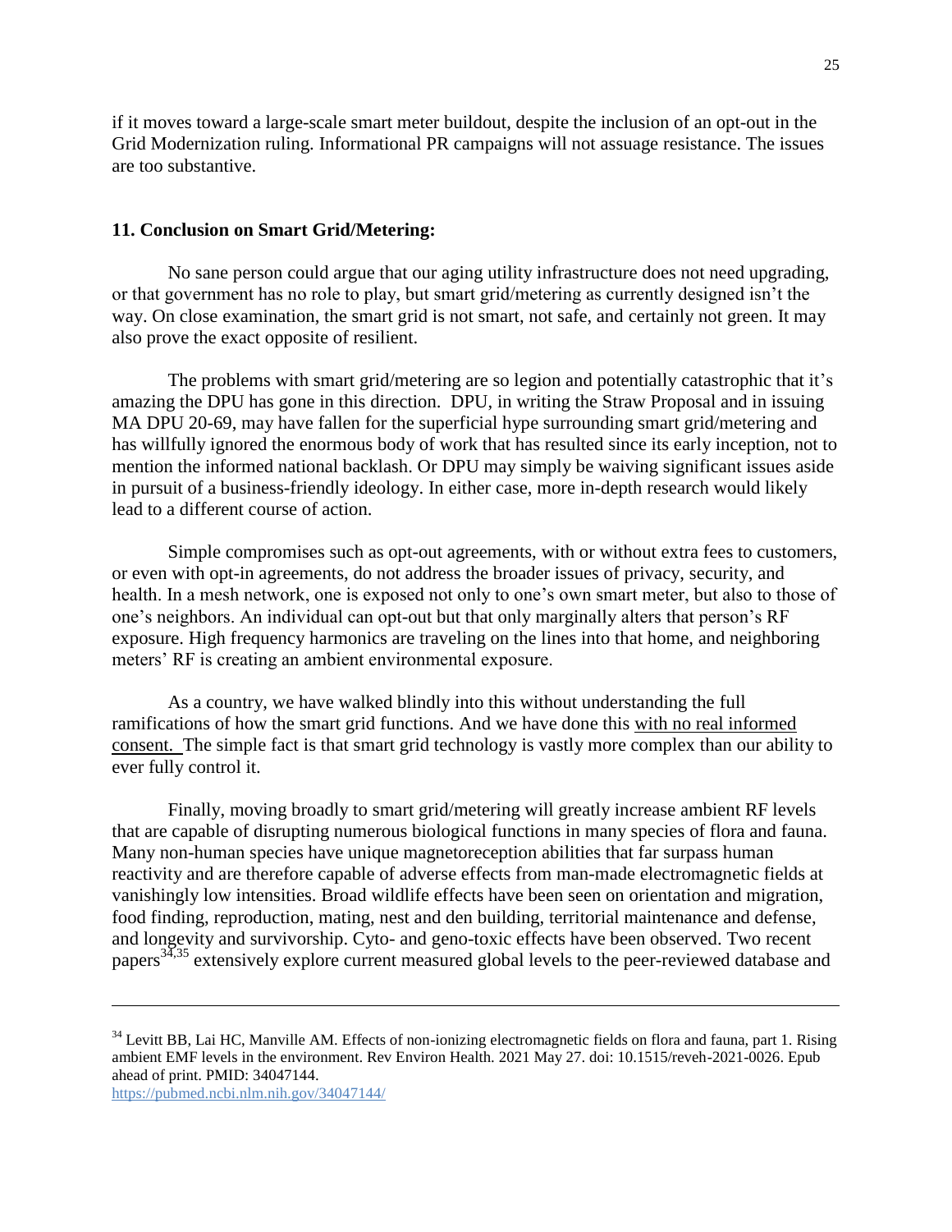if it moves toward a large-scale smart meter buildout, despite the inclusion of an opt-out in the Grid Modernization ruling. Informational PR campaigns will not assuage resistance. The issues are too substantive.

## 11. Conclusion on Smart Grid/Metering:

No sane person could argue that our aging utility infrastructure does not need upgrading, or that government has no role to play, but smart grid/metering as currently designed isn't the way. On close examination, the smart grid is not smart, not safe, and certainly not green. It may also prove the exact opposite of resilient.

The problems with smart grid/metering are so legion and potentially catastrophic that it's amazing the DPU has gone in this direction. DPU, in writing the Straw Proposal and in issuing MA DPU 20-69, may have fallen for the superficial hype surrounding smart grid/metering and has willfully ignored the enormous body of work that has resulted since its early inception, not to mention the informed national backlash. Or DPU may simply be waiving significant issues aside in pursuit of a business-friendly ideology. In either case, more in-depth research would likely lead to a different course of action.

Simple compromises such as opt-out agreements, with or without extra fees to customers, or even with opt-in agreements, do not address the broader issues of privacy, security, and health. In a mesh network, one is exposed not only to one's own smart meter, but also to those of one's neighbors. An individual can opt-out but that only marginally alters that person's RF exposure. High frequency harmonics are traveling on the lines into that home, and neighboring meters' RF is creating an ambient environmental exposure.

As a country, we have walked blindly into this without understanding the full ramifications of how the smart grid functions. And we have done this <u>with no real informed consent.</u> The simple fact is that smart grid technology is vastly more complex than our ability to ever fully control it.

Finally, moving broadly to smart grid/metering will greatly increase ambient RF levels that are capable of disrupting numerous biological functions in many species of flora and fauna. Many non-human species have unique magnetoreception abilities that far surpass human reactivity and are therefore capable of adverse effects from man-made electromagnetic fields at vanishingly low intensities. Broad wildlife effects have been seen on orientation and migration, food finding, reproduction, mating, nest and den building, territorial maintenance and defense, and longevity and survivorship. Cyto- and geno-toxic effects have been observed. Two recent papers[34,35] extensively explore current measured global levels to the peer-reviewed database and

---

[34] Levitt BB, Lai HC, Manville AM. Effects of non-ionizing electromagnetic fields on flora and fauna, part 1. Rising ambient EMF levels in the environment. Rev Environ Health. 2021 May 27. doi: 10.1515/reveh-2021-0026. Epub ahead of print. PMID: 34047144.
https://pubmed.ncbi.nlm.nih.gov/34047144/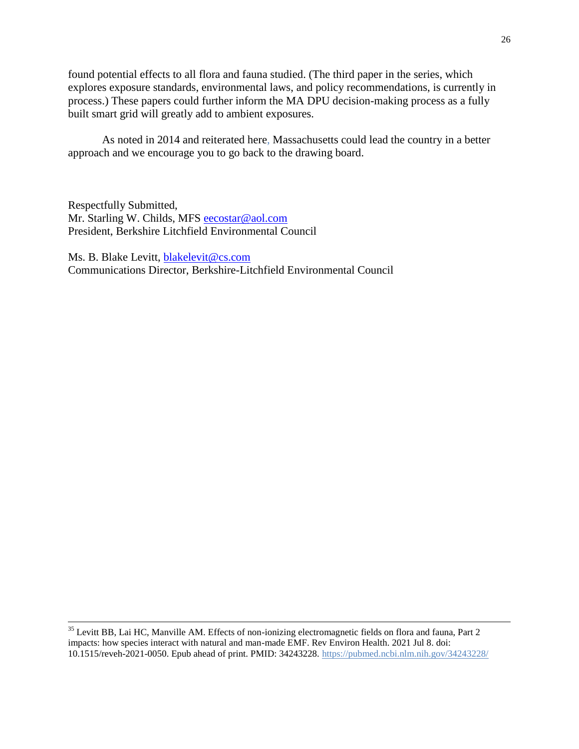found potential effects to all flora and fauna studied. (The third paper in the series, which explores exposure standards, environmental laws, and policy recommendations, is currently in process.) These papers could further inform the MA DPU decision-making process as a fully built smart grid will greatly add to ambient exposures.

As noted in 2014 and reiterated here, Massachusetts could lead the country in a better approach and we encourage you to go back to the drawing board.

Respectfully Submitted,
Mr. Starling W. Childs, MFS eecostar@aol.com
President, Berkshire Litchfield Environmental Council

Ms. B. Blake Levitt, blakelevit@cs.com
Communications Director, Berkshire-Litchfield Environmental Council

---

[35] Levitt BB, Lai HC, Manville AM. Effects of non-ionizing electromagnetic fields on flora and fauna, Part 2 impacts: how species interact with natural and man-made EMF. Rev Environ Health. 2021 Jul 8. doi: 10.1515/reveh-2021-0050. Epub ahead of print. PMID: 34243228. https://pubmed.ncbi.nlm.nih.gov/34243228/